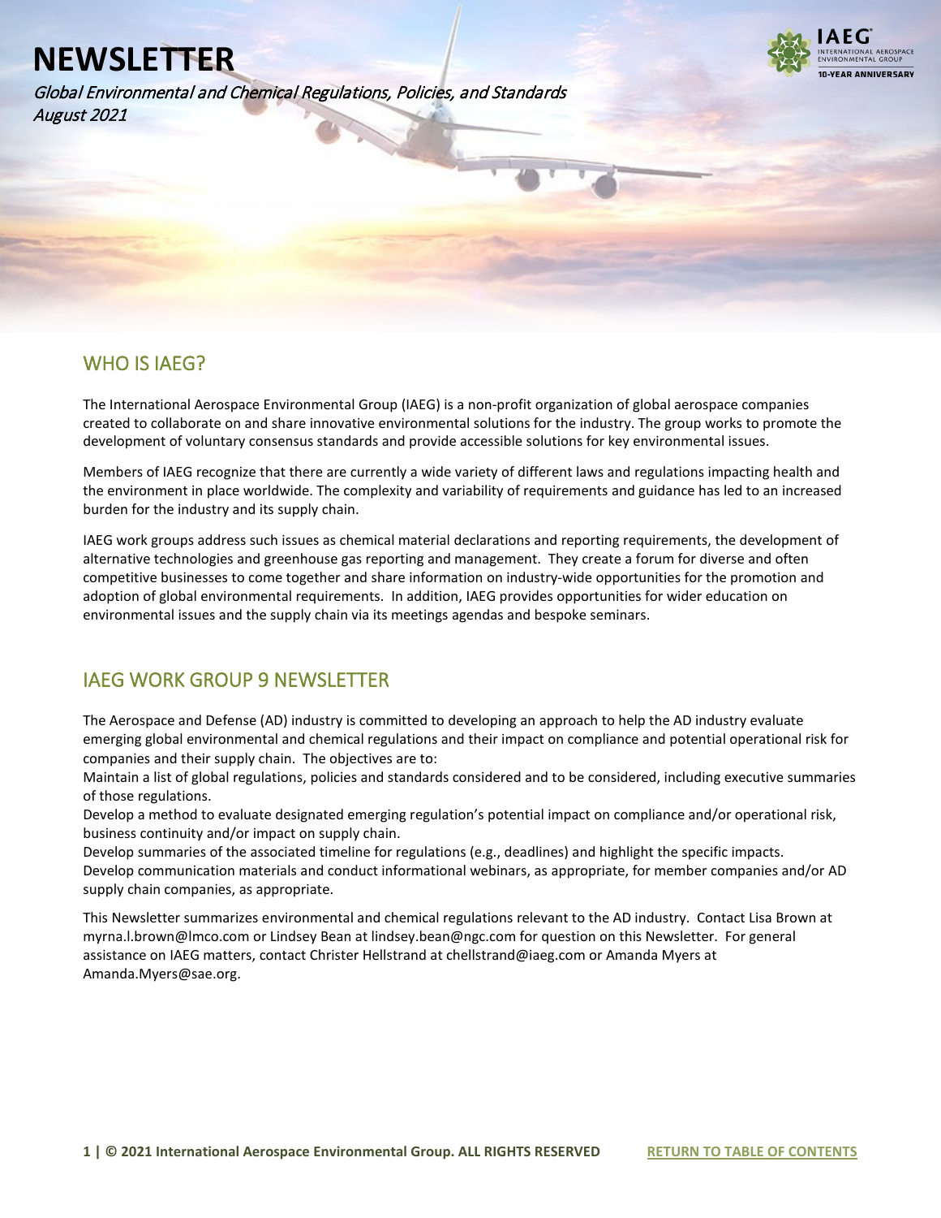# NEWSLETTER

*Global Environmental and Chemical Regulations, Policies, and Standards*
*August 2021*

## WHO IS IAEG?

The International Aerospace Environmental Group (IAEG) is a non-profit organization of global aerospace companies created to collaborate on and share innovative environmental solutions for the industry. The group works to promote the development of voluntary consensus standards and provide accessible solutions for key environmental issues.

Members of IAEG recognize that there are currently a wide variety of different laws and regulations impacting health and the environment in place worldwide. The complexity and variability of requirements and guidance has led to an increased burden for the industry and its supply chain.

IAEG work groups address such issues as chemical material declarations and reporting requirements, the development of alternative technologies and greenhouse gas reporting and management. They create a forum for diverse and often competitive businesses to come together and share information on industry-wide opportunities for the promotion and adoption of global environmental requirements. In addition, IAEG provides opportunities for wider education on environmental issues and the supply chain via its meetings agendas and bespoke seminars.

## IAEG WORK GROUP 9 NEWSLETTER

The Aerospace and Defense (AD) industry is committed to developing an approach to help the AD industry evaluate emerging global environmental and chemical regulations and their impact on compliance and potential operational risk for companies and their supply chain. The objectives are to:

Maintain a list of global regulations, policies and standards considered and to be considered, including executive summaries of those regulations.

Develop a method to evaluate designated emerging regulation's potential impact on compliance and/or operational risk, business continuity and/or impact on supply chain.

Develop summaries of the associated timeline for regulations (e.g., deadlines) and highlight the specific impacts.

Develop communication materials and conduct informational webinars, as appropriate, for member companies and/or AD supply chain companies, as appropriate.

This Newsletter summarizes environmental and chemical regulations relevant to the AD industry. Contact Lisa Brown at myrna.l.brown@lmco.com or Lindsey Bean at lindsey.bean@ngc.com for question on this Newsletter. For general assistance on IAEG matters, contact Christer Hellstrand at chellstrand@iaeg.com or Amanda Myers at Amanda.Myers@sae.org.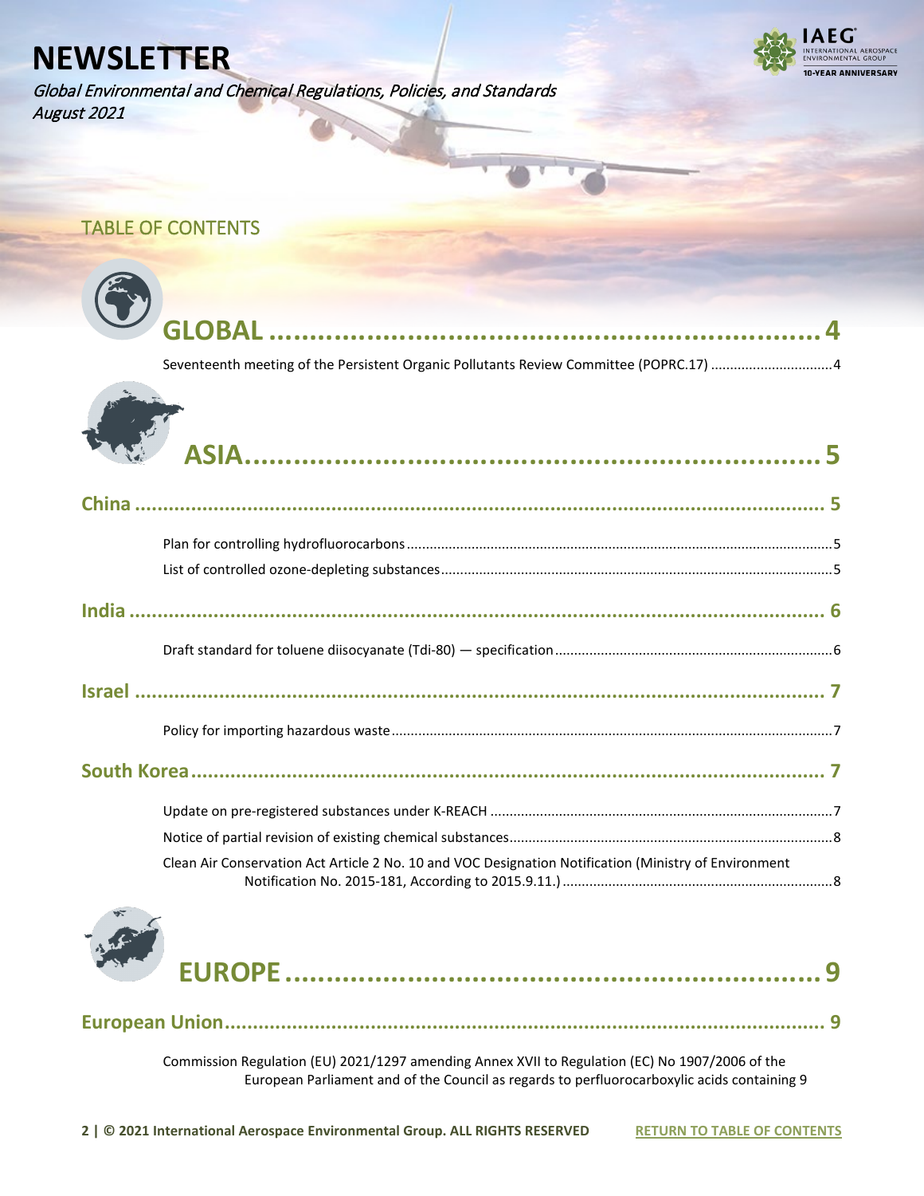# NEWSLETTER

*Global Environmental and Chemical Regulations, Policies, and Standards*
*August 2021*

## TABLE OF CONTENTS

**GLOBAL .......................................................... 4**

Seventeenth meeting of the Persistent Organic Pollutants Review Committee (POPRC.17) .............................. 4

**ASIA .......................................................... 5**

**China .......................................................... 5**

Plan for controlling hydrofluorocarbons .......................................................... 5

List of controlled ozone-depleting substances .......................................................... 5

**India .......................................................... 6**

Draft standard for toluene diisocyanate (Tdi-80) — specification .......................................................... 6

**Israel .......................................................... 7**

Policy for importing hazardous waste .......................................................... 7

**South Korea .......................................................... 7**

Update on pre-registered substances under K-REACH .......................................................... 7

Notice of partial revision of existing chemical substances .......................................................... 8

Clean Air Conservation Act Article 2 No. 10 and VOC Designation Notification (Ministry of Environment Notification No. 2015-181, According to 2015.9.11.) .......................................................... 8

**EUROPE .......................................................... 9**

**European Union .......................................................... 9**

Commission Regulation (EU) 2021/1297 amending Annex XVII to Regulation (EC) No 1907/2006 of the European Parliament and of the Council as regards to perfluorocarboxylic acids containing 9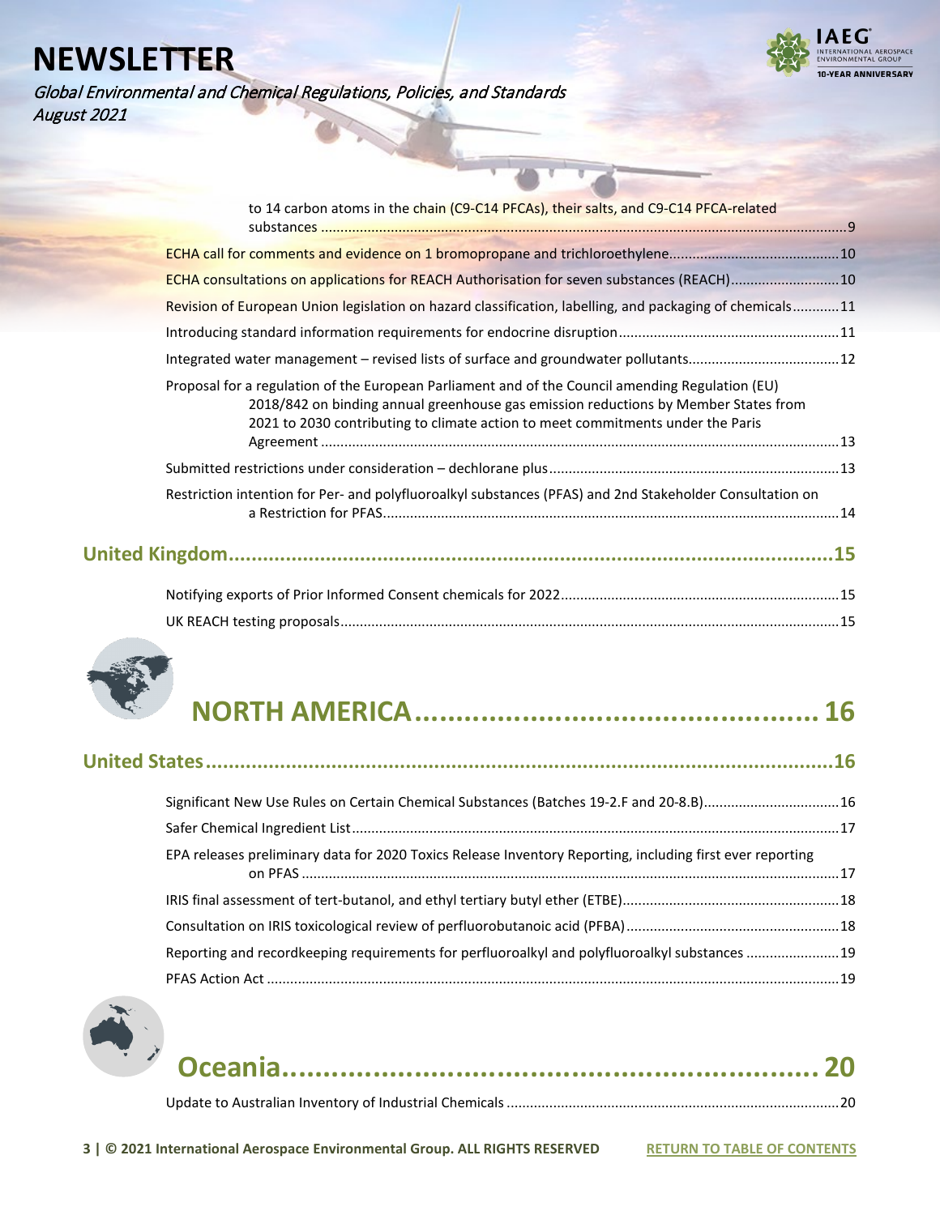to 14 carbon atoms in the chain (C9-C14 PFCAs), their salts, and C9-C14 PFCA-related substances ....................................................................................................................................9

ECHA call for comments and evidence on 1 bromopropane and trichloroethylene............................................10

ECHA consultations on applications for REACH Authorisation for seven substances (REACH)............................10

Revision of European Union legislation on hazard classification, labelling, and packaging of chemicals............11

Introducing standard information requirements for endocrine disruption........................................................11

Integrated water management – revised lists of surface and groundwater pollutants......................................12

Proposal for a regulation of the European Parliament and of the Council amending Regulation (EU) 2018/842 on binding annual greenhouse gas emission reductions by Member States from 2021 to 2030 contributing to climate action to meet commitments under the Paris Agreement ....................................................................................................................................13

Submitted restrictions under consideration – dechlorane plus..........................................................................13

Restriction intention for Per- and polyfluoroalkyl substances (PFAS) and 2nd Stakeholder Consultation on a Restriction for PFAS....................................................................................................................14

## United Kingdom.........................................................................................................15

Notifying exports of Prior Informed Consent chemicals for 2022.......................................................................15

UK REACH testing proposals...............................................................................................................................15

# NORTH AMERICA................................................ 16

## United States.............................................................................................................16

Significant New Use Rules on Certain Chemical Substances (Batches 19-2.F and 20-8.B)..................................16

Safer Chemical Ingredient List.............................................................................................................................17

EPA releases preliminary data for 2020 Toxics Release Inventory Reporting, including first ever reporting on PFAS ..........................................................................................................................................17

IRIS final assessment of tert-butanol, and ethyl tertiary butyl ether (ETBE)........................................................18

Consultation on IRIS toxicological review of perfluorobutanoic acid (PFBA).......................................................18

Reporting and recordkeeping requirements for perfluoroalkyl and polyfluoroalkyl substances .......................19

PFAS Action Act ..................................................................................................................................................19

# Oceania............................................................... 20

Update to Australian Inventory of Industrial Chemicals .....................................................................................20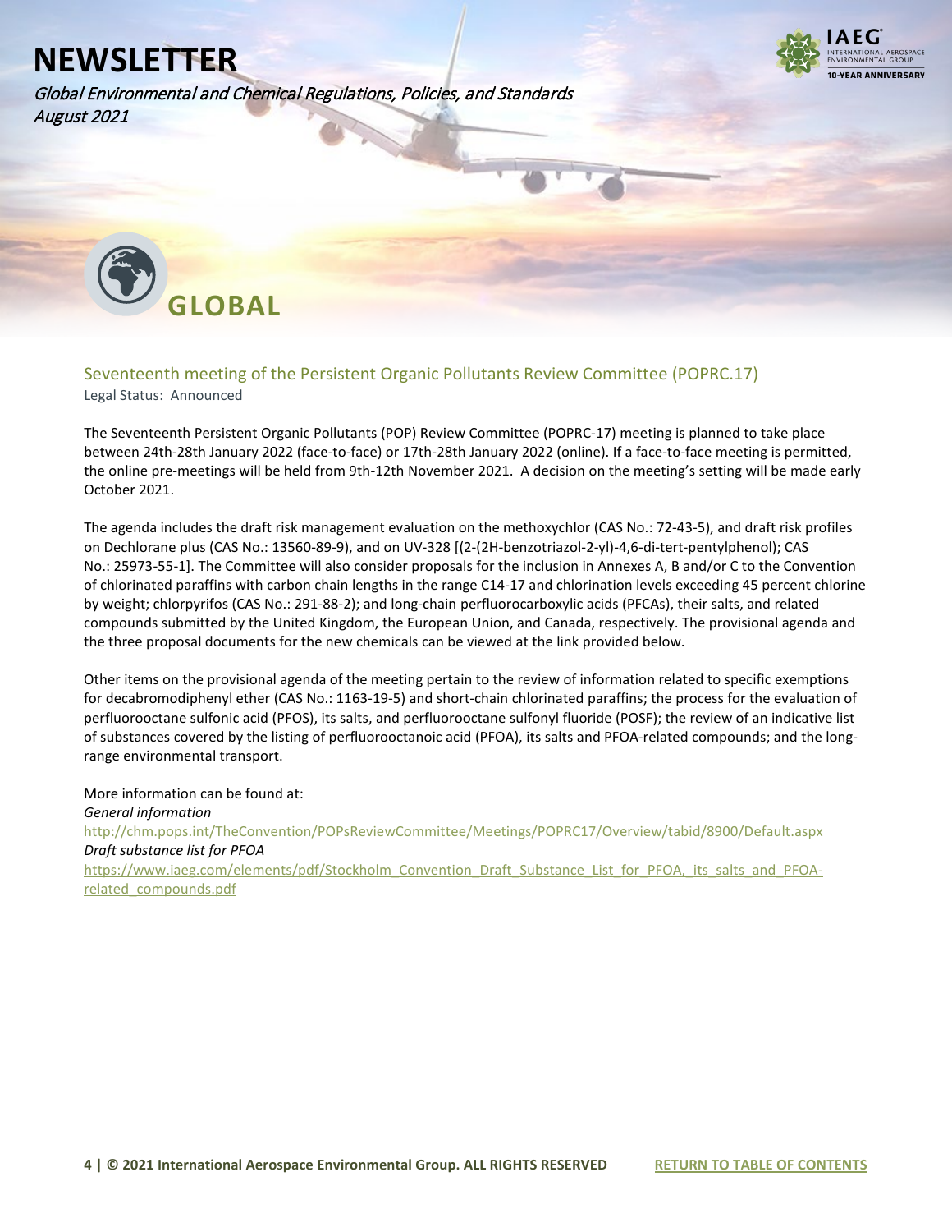# GLOBAL

## Seventeenth meeting of the Persistent Organic Pollutants Review Committee (POPRC.17)

Legal Status: Announced

The Seventeenth Persistent Organic Pollutants (POP) Review Committee (POPRC-17) meeting is planned to take place between 24th-28th January 2022 (face-to-face) or 17th-28th January 2022 (online). If a face-to-face meeting is permitted, the online pre-meetings will be held from 9th-12th November 2021. A decision on the meeting's setting will be made early October 2021.

The agenda includes the draft risk management evaluation on the methoxychlor (CAS No.: 72-43-5), and draft risk profiles on Dechlorane plus (CAS No.: 13560-89-9), and on UV-328 [(2-(2H-benzotriazol-2-yl)-4,6-di-tert-pentylphenol); CAS No.: 25973-55-1]. The Committee will also consider proposals for the inclusion in Annexes A, B and/or C to the Convention of chlorinated paraffins with carbon chain lengths in the range C14-17 and chlorination levels exceeding 45 percent chlorine by weight; chlorpyrifos (CAS No.: 291-88-2); and long-chain perfluorocarboxylic acids (PFCAs), their salts, and related compounds submitted by the United Kingdom, the European Union, and Canada, respectively. The provisional agenda and the three proposal documents for the new chemicals can be viewed at the link provided below.

Other items on the provisional agenda of the meeting pertain to the review of information related to specific exemptions for decabromodiphenyl ether (CAS No.: 1163-19-5) and short-chain chlorinated paraffins; the process for the evaluation of perfluorooctane sulfonic acid (PFOS), its salts, and perfluorooctane sulfonyl fluoride (POSF); the review of an indicative list of substances covered by the listing of perfluorooctanoic acid (PFOA), its salts and PFOA-related compounds; and the long-range environmental transport.

More information can be found at:

*General information*

http://chm.pops.int/TheConvention/POPsReviewCommittee/Meetings/POPRC17/Overview/tabid/8900/Default.aspx

*Draft substance list for PFOA*

https://www.iaeg.com/elements/pdf/Stockholm_Convention_Draft_Substance_List_for_PFOA,_its_salts_and_PFOA-related_compounds.pdf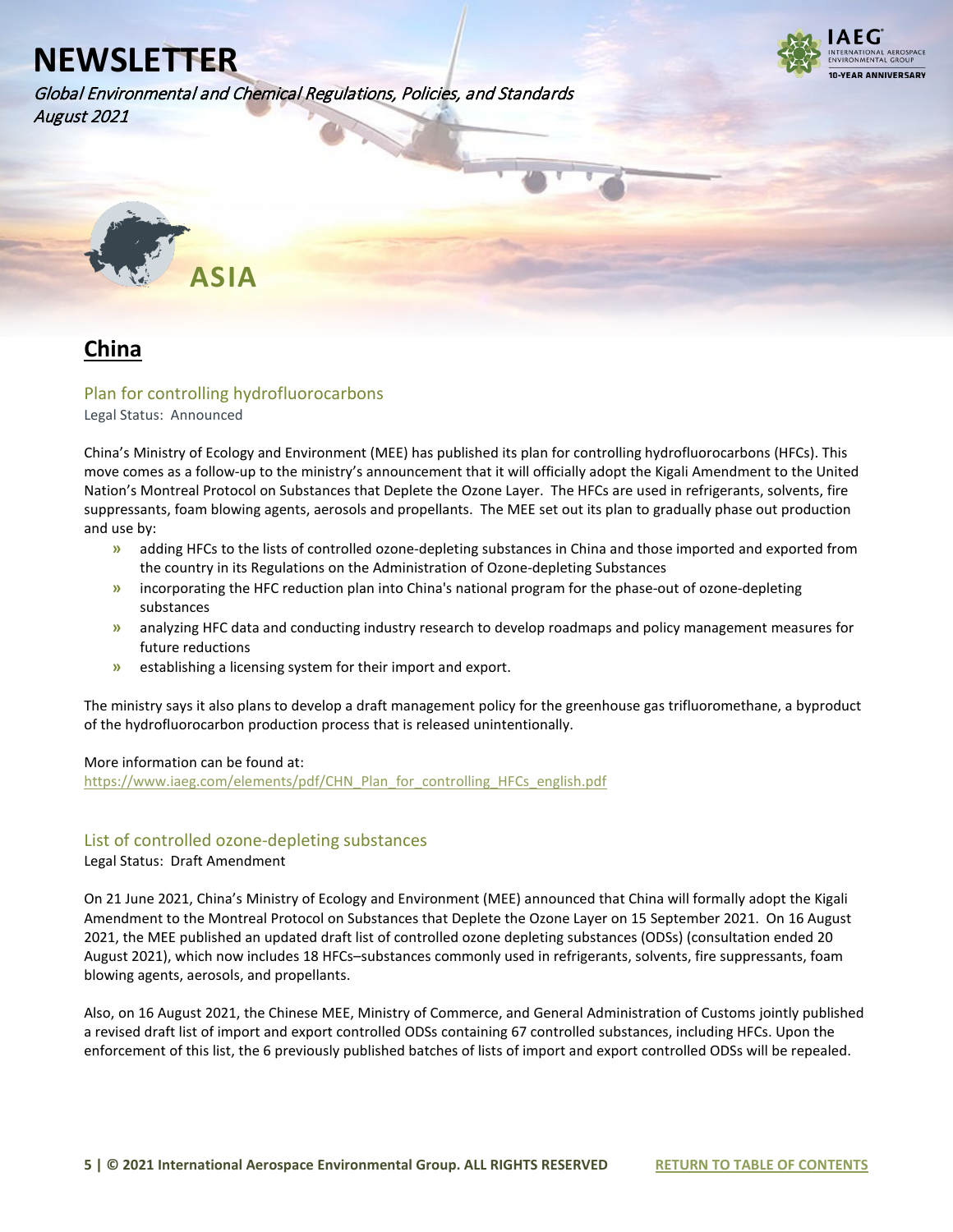# NEWSLETTER

*Global Environmental and Chemical Regulations, Policies, and Standards*
*August 2021*

# ASIA

## China

### Plan for controlling hydrofluorocarbons

Legal Status: Announced

China's Ministry of Ecology and Environment (MEE) has published its plan for controlling hydrofluorocarbons (HFCs). This move comes as a follow-up to the ministry's announcement that it will officially adopt the Kigali Amendment to the United Nation's Montreal Protocol on Substances that Deplete the Ozone Layer. The HFCs are used in refrigerants, solvents, fire suppressants, foam blowing agents, aerosols and propellants. The MEE set out its plan to gradually phase out production and use by:

- adding HFCs to the lists of controlled ozone-depleting substances in China and those imported and exported from the country in its Regulations on the Administration of Ozone-depleting Substances
- incorporating the HFC reduction plan into China's national program for the phase-out of ozone-depleting substances
- analyzing HFC data and conducting industry research to develop roadmaps and policy management measures for future reductions
- establishing a licensing system for their import and export.

The ministry says it also plans to develop a draft management policy for the greenhouse gas trifluoromethane, a byproduct of the hydrofluorocarbon production process that is released unintentionally.

More information can be found at:
https://www.iaeg.com/elements/pdf/CHN_Plan_for_controlling_HFCs_english.pdf

### List of controlled ozone-depleting substances

Legal Status: Draft Amendment

On 21 June 2021, China's Ministry of Ecology and Environment (MEE) announced that China will formally adopt the Kigali Amendment to the Montreal Protocol on Substances that Deplete the Ozone Layer on 15 September 2021. On 16 August 2021, the MEE published an updated draft list of controlled ozone depleting substances (ODSs) (consultation ended 20 August 2021), which now includes 18 HFCs–substances commonly used in refrigerants, solvents, fire suppressants, foam blowing agents, aerosols, and propellants.

Also, on 16 August 2021, the Chinese MEE, Ministry of Commerce, and General Administration of Customs jointly published a revised draft list of import and export controlled ODSs containing 67 controlled substances, including HFCs. Upon the enforcement of this list, the 6 previously published batches of lists of import and export controlled ODSs will be repealed.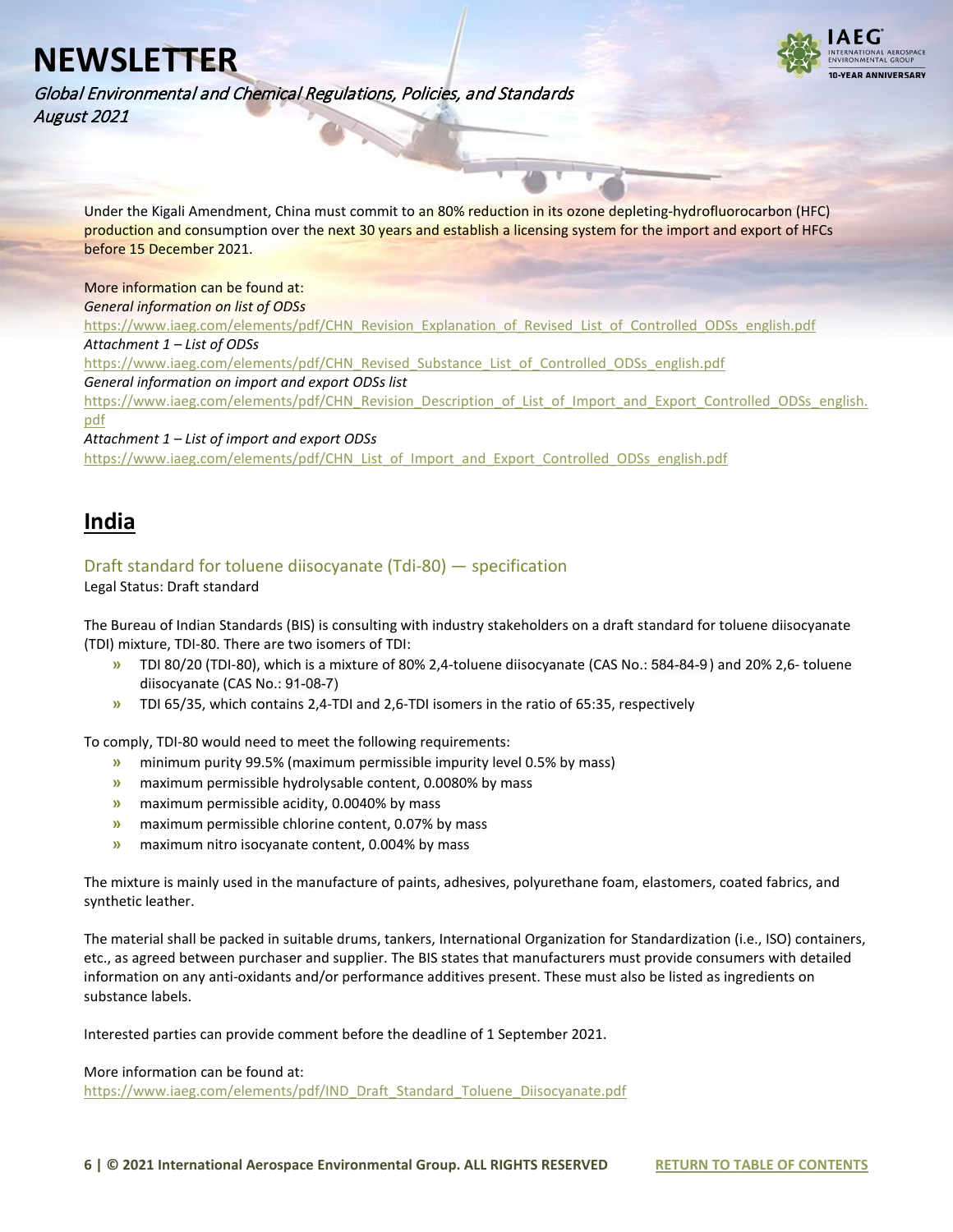Under the Kigali Amendment, China must commit to an 80% reduction in its ozone depleting-hydrofluorocarbon (HFC) production and consumption over the next 30 years and establish a licensing system for the import and export of HFCs before 15 December 2021.

More information can be found at:

*General information on list of ODSs*

https://www.iaeg.com/elements/pdf/CHN_Revision_Explanation_of_Revised_List_of_Controlled_ODSs_english.pdf

*Attachment 1 – List of ODSs*

https://www.iaeg.com/elements/pdf/CHN_Revised_Substance_List_of_Controlled_ODSs_english.pdf

*General information on import and export ODSs list*

https://www.iaeg.com/elements/pdf/CHN_Revision_Description_of_List_of_Import_and_Export_Controlled_ODSs_english.pdf

*Attachment 1 – List of import and export ODSs*

https://www.iaeg.com/elements/pdf/CHN_List_of_Import_and_Export_Controlled_ODSs_english.pdf

## India

### Draft standard for toluene diisocyanate (Tdi-80) — specification

Legal Status: Draft standard

The Bureau of Indian Standards (BIS) is consulting with industry stakeholders on a draft standard for toluene diisocyanate (TDI) mixture, TDI-80. There are two isomers of TDI:

- TDI 80/20 (TDI-80), which is a mixture of 80% 2,4-toluene diisocyanate (CAS No.: 584-84-9) and 20% 2,6- toluene diisocyanate (CAS No.: 91-08-7)
- TDI 65/35, which contains 2,4-TDI and 2,6-TDI isomers in the ratio of 65:35, respectively

To comply, TDI-80 would need to meet the following requirements:

- minimum purity 99.5% (maximum permissible impurity level 0.5% by mass)
- maximum permissible hydrolysable content, 0.0080% by mass
- maximum permissible acidity, 0.0040% by mass
- maximum permissible chlorine content, 0.07% by mass
- maximum nitro isocyanate content, 0.004% by mass

The mixture is mainly used in the manufacture of paints, adhesives, polyurethane foam, elastomers, coated fabrics, and synthetic leather.

The material shall be packed in suitable drums, tankers, International Organization for Standardization (i.e., ISO) containers, etc., as agreed between purchaser and supplier. The BIS states that manufacturers must provide consumers with detailed information on any anti-oxidants and/or performance additives present. These must also be listed as ingredients on substance labels.

Interested parties can provide comment before the deadline of 1 September 2021.

More information can be found at:

https://www.iaeg.com/elements/pdf/IND_Draft_Standard_Toluene_Diisocyanate.pdf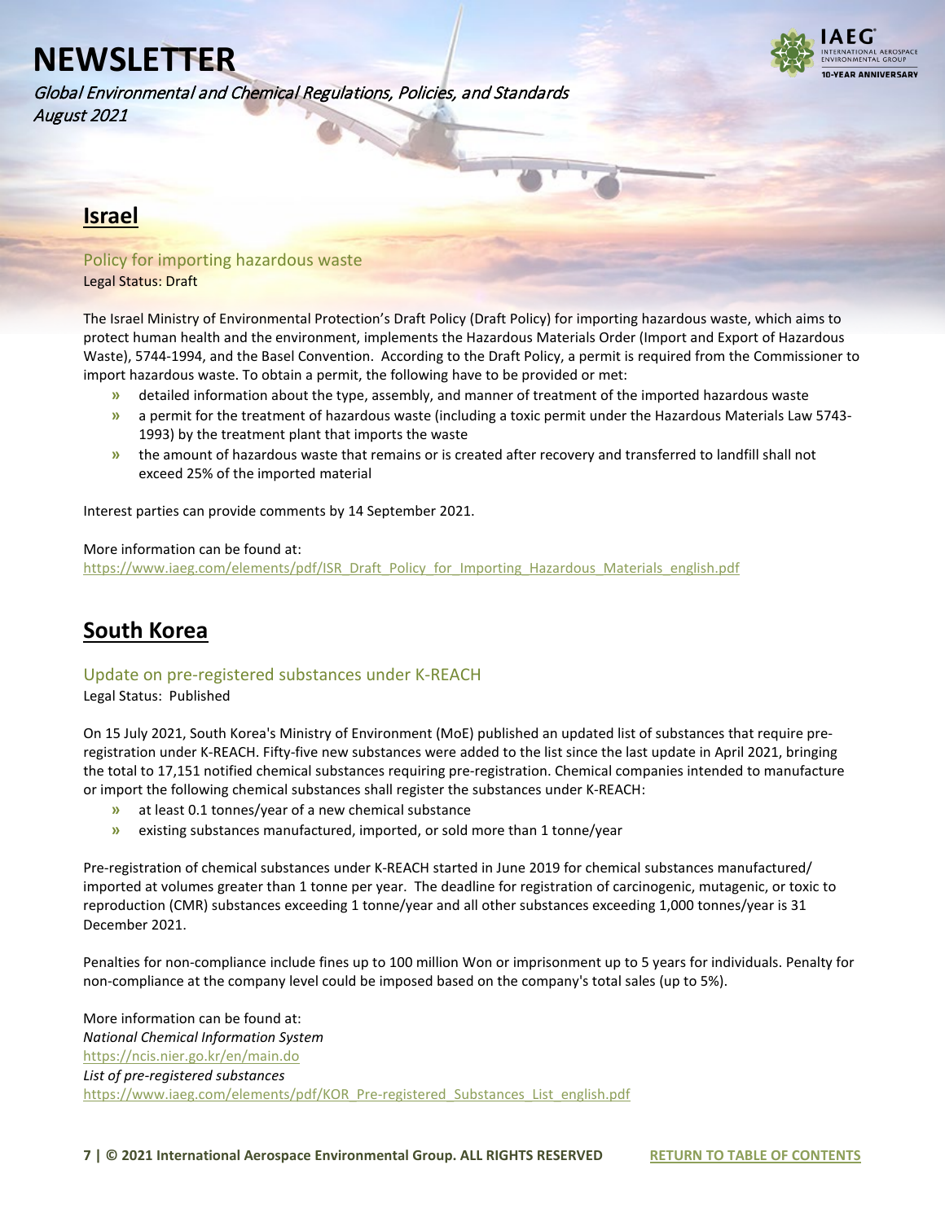## Israel

### Policy for importing hazardous waste

Legal Status: Draft

The Israel Ministry of Environmental Protection's Draft Policy (Draft Policy) for importing hazardous waste, which aims to protect human health and the environment, implements the Hazardous Materials Order (Import and Export of Hazardous Waste), 5744-1994, and the Basel Convention. According to the Draft Policy, a permit is required from the Commissioner to import hazardous waste. To obtain a permit, the following have to be provided or met:

- detailed information about the type, assembly, and manner of treatment of the imported hazardous waste
- a permit for the treatment of hazardous waste (including a toxic permit under the Hazardous Materials Law 5743-1993) by the treatment plant that imports the waste
- the amount of hazardous waste that remains or is created after recovery and transferred to landfill shall not exceed 25% of the imported material

Interest parties can provide comments by 14 September 2021.

More information can be found at:
https://www.iaeg.com/elements/pdf/ISR_Draft_Policy_for_Importing_Hazardous_Materials_english.pdf

## South Korea

### Update on pre-registered substances under K-REACH

Legal Status: Published

On 15 July 2021, South Korea's Ministry of Environment (MoE) published an updated list of substances that require pre-registration under K-REACH. Fifty-five new substances were added to the list since the last update in April 2021, bringing the total to 17,151 notified chemical substances requiring pre-registration. Chemical companies intended to manufacture or import the following chemical substances shall register the substances under K-REACH:

- at least 0.1 tonnes/year of a new chemical substance
- existing substances manufactured, imported, or sold more than 1 tonne/year

Pre-registration of chemical substances under K-REACH started in June 2019 for chemical substances manufactured/imported at volumes greater than 1 tonne per year. The deadline for registration of carcinogenic, mutagenic, or toxic to reproduction (CMR) substances exceeding 1 tonne/year and all other substances exceeding 1,000 tonnes/year is 31 December 2021.

Penalties for non-compliance include fines up to 100 million Won or imprisonment up to 5 years for individuals. Penalty for non-compliance at the company level could be imposed based on the company's total sales (up to 5%).

More information can be found at:
*National Chemical Information System*
https://ncis.nier.go.kr/en/main.do
*List of pre-registered substances*
https://www.iaeg.com/elements/pdf/KOR_Pre-registered_Substances_List_english.pdf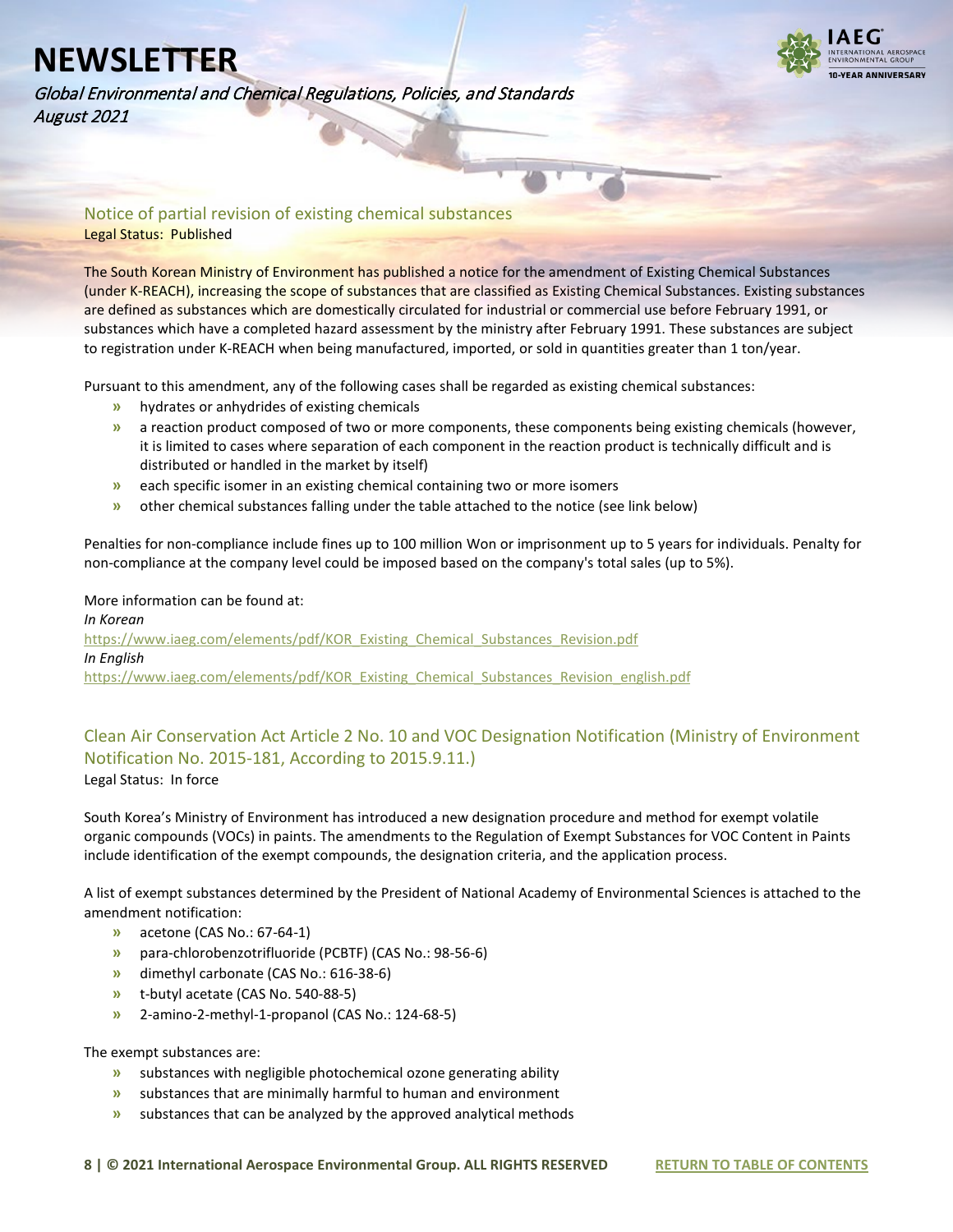## Notice of partial revision of existing chemical substances

Legal Status: Published

The South Korean Ministry of Environment has published a notice for the amendment of Existing Chemical Substances (under K-REACH), increasing the scope of substances that are classified as Existing Chemical Substances. Existing substances are defined as substances which are domestically circulated for industrial or commercial use before February 1991, or substances which have a completed hazard assessment by the ministry after February 1991. These substances are subject to registration under K-REACH when being manufactured, imported, or sold in quantities greater than 1 ton/year.

Pursuant to this amendment, any of the following cases shall be regarded as existing chemical substances:

- hydrates or anhydrides of existing chemicals
- a reaction product composed of two or more components, these components being existing chemicals (however, it is limited to cases where separation of each component in the reaction product is technically difficult and is distributed or handled in the market by itself)
- each specific isomer in an existing chemical containing two or more isomers
- other chemical substances falling under the table attached to the notice (see link below)

Penalties for non-compliance include fines up to 100 million Won or imprisonment up to 5 years for individuals. Penalty for non-compliance at the company level could be imposed based on the company's total sales (up to 5%).

More information can be found at:

*In Korean*

https://www.iaeg.com/elements/pdf/KOR_Existing_Chemical_Substances_Revision.pdf

*In English*

https://www.iaeg.com/elements/pdf/KOR_Existing_Chemical_Substances_Revision_english.pdf

## Clean Air Conservation Act Article 2 No. 10 and VOC Designation Notification (Ministry of Environment Notification No. 2015-181, According to 2015.9.11.)

Legal Status: In force

South Korea's Ministry of Environment has introduced a new designation procedure and method for exempt volatile organic compounds (VOCs) in paints. The amendments to the Regulation of Exempt Substances for VOC Content in Paints include identification of the exempt compounds, the designation criteria, and the application process.

A list of exempt substances determined by the President of National Academy of Environmental Sciences is attached to the amendment notification:

- acetone (CAS No.: 67-64-1)
- para-chlorobenzotrifluoride (PCBTF) (CAS No.: 98-56-6)
- dimethyl carbonate (CAS No.: 616-38-6)
- t-butyl acetate (CAS No. 540-88-5)
- 2-amino-2-methyl-1-propanol (CAS No.: 124-68-5)

The exempt substances are:

- substances with negligible photochemical ozone generating ability
- substances that are minimally harmful to human and environment
- substances that can be analyzed by the approved analytical methods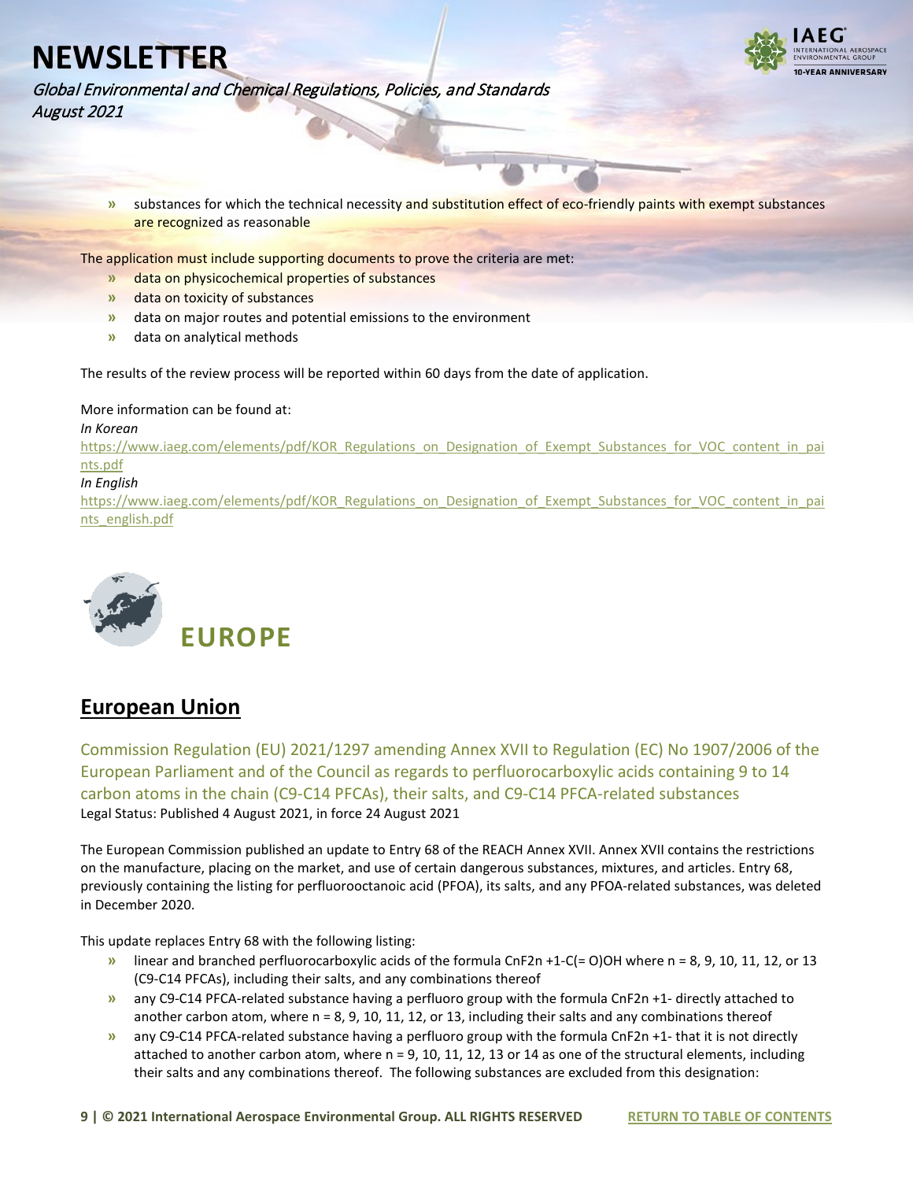- substances for which the technical necessity and substitution effect of eco-friendly paints with exempt substances are recognized as reasonable

The application must include supporting documents to prove the criteria are met:

- data on physicochemical properties of substances
- data on toxicity of substances
- data on major routes and potential emissions to the environment
- data on analytical methods

The results of the review process will be reported within 60 days from the date of application.

More information can be found at:

*In Korean*

https://www.iaeg.com/elements/pdf/KOR_Regulations_on_Designation_of_Exempt_Substances_for_VOC_content_in_paints.pdf

*In English*

https://www.iaeg.com/elements/pdf/KOR_Regulations_on_Designation_of_Exempt_Substances_for_VOC_content_in_paints_english.pdf

# EUROPE

## European Union

### Commission Regulation (EU) 2021/1297 amending Annex XVII to Regulation (EC) No 1907/2006 of the European Parliament and of the Council as regards to perfluorocarboxylic acids containing 9 to 14 carbon atoms in the chain (C9-C14 PFCAs), their salts, and C9-C14 PFCA-related substances

Legal Status: Published 4 August 2021, in force 24 August 2021

The European Commission published an update to Entry 68 of the REACH Annex XVII. Annex XVII contains the restrictions on the manufacture, placing on the market, and use of certain dangerous substances, mixtures, and articles. Entry 68, previously containing the listing for perfluorooctanoic acid (PFOA), its salts, and any PFOA-related substances, was deleted in December 2020.

This update replaces Entry 68 with the following listing:

- linear and branched perfluorocarboxylic acids of the formula $C_nF_{2n+1}$-C(= O)OH where n = 8, 9, 10, 11, 12, or 13 (C9-C14 PFCAs), including their salts, and any combinations thereof
- any C9-C14 PFCA-related substance having a perfluoro group with the formula $C_nF_{2n+1}$- directly attached to another carbon atom, where n = 8, 9, 10, 11, 12, or 13, including their salts and any combinations thereof
- any C9-C14 PFCA-related substance having a perfluoro group with the formula $C_nF_{2n+1}$- that it is not directly attached to another carbon atom, where n = 9, 10, 11, 12, 13 or 14 as one of the structural elements, including their salts and any combinations thereof. The following substances are excluded from this designation: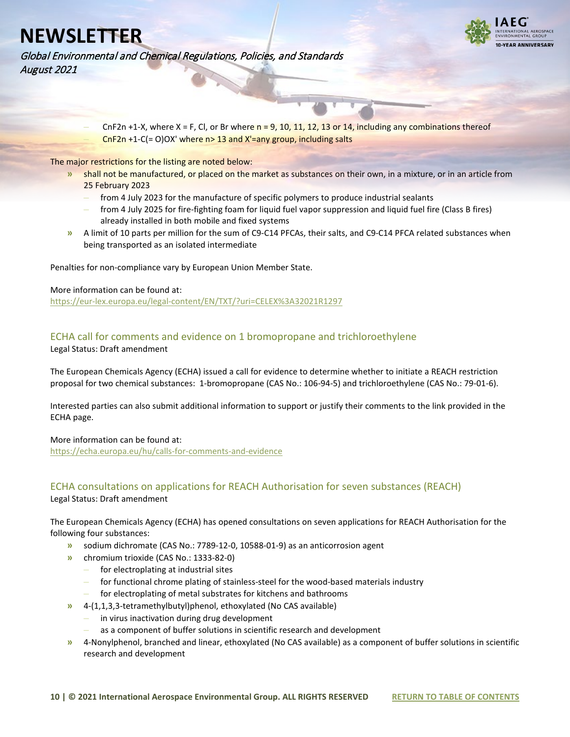- $C_nF_{2n+1}$-X, where X = F, Cl, or Br where n = 9, 10, 11, 12, 13 or 14, including any combinations thereof
- $C_nF_{2n+1}$-C(= O)OX' where n> 13 and X'=any group, including salts

The major restrictions for the listing are noted below:

- shall not be manufactured, or placed on the market as substances on their own, in a mixture, or in an article from 25 February 2023
  - from 4 July 2023 for the manufacture of specific polymers to produce industrial sealants
  - from 4 July 2025 for fire-fighting foam for liquid fuel vapor suppression and liquid fuel fire (Class B fires) already installed in both mobile and fixed systems
- A limit of 10 parts per million for the sum of C9-C14 PFCAs, their salts, and C9-C14 PFCA related substances when being transported as an isolated intermediate

Penalties for non-compliance vary by European Union Member State.

More information can be found at:
https://eur-lex.europa.eu/legal-content/EN/TXT/?uri=CELEX%3A32021R1297

## ECHA call for comments and evidence on 1 bromopropane and trichloroethylene

Legal Status: Draft amendment

The European Chemicals Agency (ECHA) issued a call for evidence to determine whether to initiate a REACH restriction proposal for two chemical substances: 1-bromopropane (CAS No.: 106-94-5) and trichloroethylene (CAS No.: 79-01-6).

Interested parties can also submit additional information to support or justify their comments to the link provided in the ECHA page.

More information can be found at:
https://echa.europa.eu/hu/calls-for-comments-and-evidence

## ECHA consultations on applications for REACH Authorisation for seven substances (REACH)

Legal Status: Draft amendment

The European Chemicals Agency (ECHA) has opened consultations on seven applications for REACH Authorisation for the following four substances:

- sodium dichromate (CAS No.: 7789-12-0, 10588-01-9) as an anticorrosion agent
- chromium trioxide (CAS No.: 1333-82-0)
  - for electroplating at industrial sites
  - for functional chrome plating of stainless-steel for the wood-based materials industry
  - for electroplating of metal substrates for kitchens and bathrooms
- 4-(1,1,3,3-tetramethylbutyl)phenol, ethoxylated (No CAS available)
  - in virus inactivation during drug development
  - as a component of buffer solutions in scientific research and development
- 4-Nonylphenol, branched and linear, ethoxylated (No CAS available) as a component of buffer solutions in scientific research and development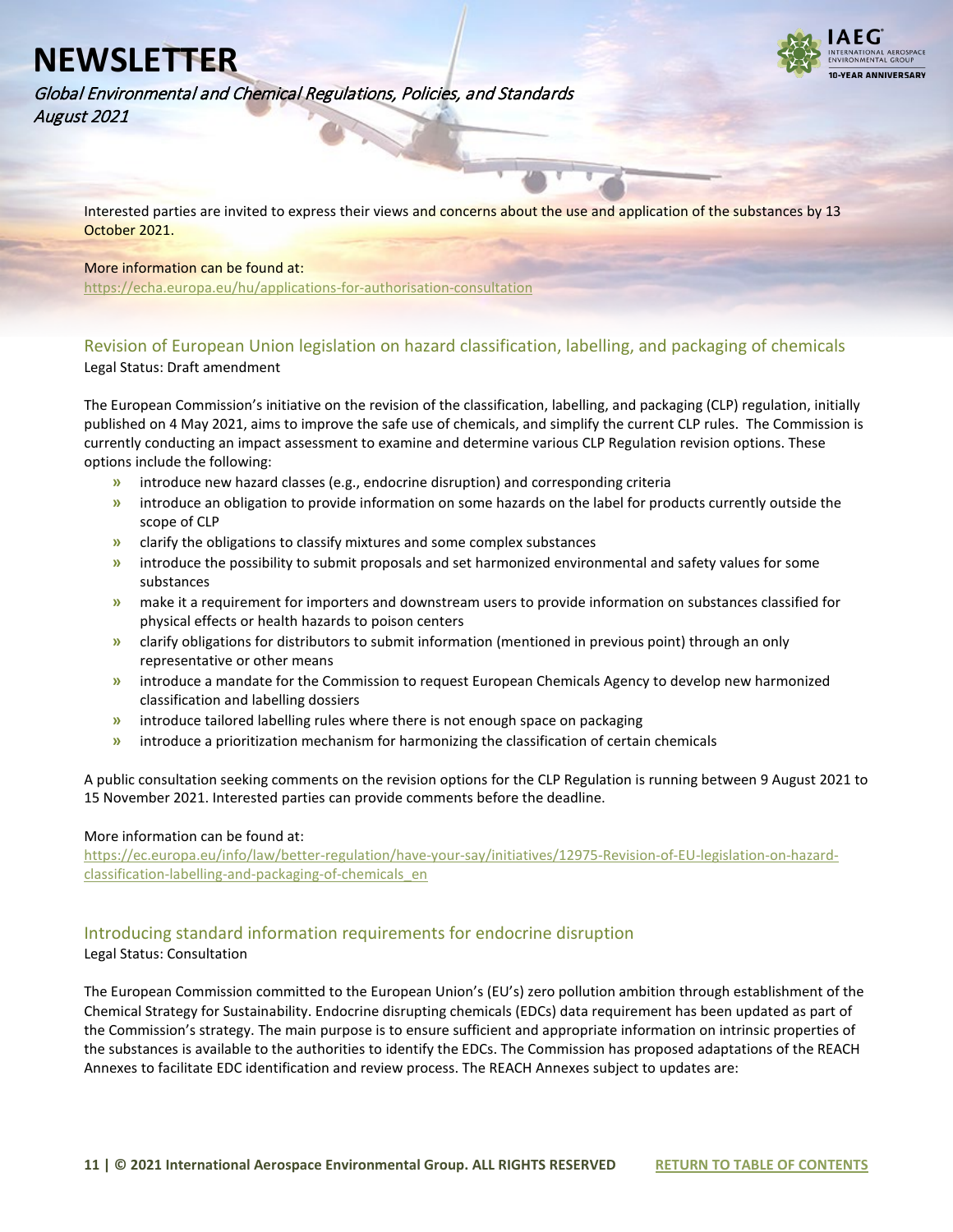Interested parties are invited to express their views and concerns about the use and application of the substances by 13 October 2021.

More information can be found at:
https://echa.europa.eu/hu/applications-for-authorisation-consultation

## Revision of European Union legislation on hazard classification, labelling, and packaging of chemicals

Legal Status: Draft amendment

The European Commission's initiative on the revision of the classification, labelling, and packaging (CLP) regulation, initially published on 4 May 2021, aims to improve the safe use of chemicals, and simplify the current CLP rules. The Commission is currently conducting an impact assessment to examine and determine various CLP Regulation revision options. These options include the following:

- introduce new hazard classes (e.g., endocrine disruption) and corresponding criteria
- introduce an obligation to provide information on some hazards on the label for products currently outside the scope of CLP
- clarify the obligations to classify mixtures and some complex substances
- introduce the possibility to submit proposals and set harmonized environmental and safety values for some substances
- make it a requirement for importers and downstream users to provide information on substances classified for physical effects or health hazards to poison centers
- clarify obligations for distributors to submit information (mentioned in previous point) through an only representative or other means
- introduce a mandate for the Commission to request European Chemicals Agency to develop new harmonized classification and labelling dossiers
- introduce tailored labelling rules where there is not enough space on packaging
- introduce a prioritization mechanism for harmonizing the classification of certain chemicals

A public consultation seeking comments on the revision options for the CLP Regulation is running between 9 August 2021 to 15 November 2021. Interested parties can provide comments before the deadline.

More information can be found at:
https://ec.europa.eu/info/law/better-regulation/have-your-say/initiatives/12975-Revision-of-EU-legislation-on-hazard-classification-labelling-and-packaging-of-chemicals_en

## Introducing standard information requirements for endocrine disruption

Legal Status: Consultation

The European Commission committed to the European Union's (EU's) zero pollution ambition through establishment of the Chemical Strategy for Sustainability. Endocrine disrupting chemicals (EDCs) data requirement has been updated as part of the Commission's strategy. The main purpose is to ensure sufficient and appropriate information on intrinsic properties of the substances is available to the authorities to identify the EDCs. The Commission has proposed adaptations of the REACH Annexes to facilitate EDC identification and review process. The REACH Annexes subject to updates are: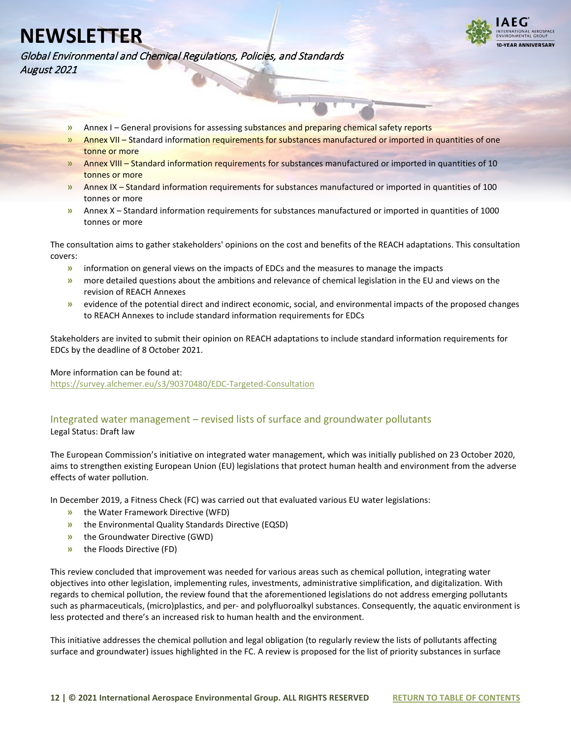- Annex I – General provisions for assessing substances and preparing chemical safety reports
- Annex VII – Standard information requirements for substances manufactured or imported in quantities of one tonne or more
- Annex VIII – Standard information requirements for substances manufactured or imported in quantities of 10 tonnes or more
- Annex IX – Standard information requirements for substances manufactured or imported in quantities of 100 tonnes or more
- Annex X – Standard information requirements for substances manufactured or imported in quantities of 1000 tonnes or more

The consultation aims to gather stakeholders' opinions on the cost and benefits of the REACH adaptations. This consultation covers:

- information on general views on the impacts of EDCs and the measures to manage the impacts
- more detailed questions about the ambitions and relevance of chemical legislation in the EU and views on the revision of REACH Annexes
- evidence of the potential direct and indirect economic, social, and environmental impacts of the proposed changes to REACH Annexes to include standard information requirements for EDCs

Stakeholders are invited to submit their opinion on REACH adaptations to include standard information requirements for EDCs by the deadline of 8 October 2021.

More information can be found at:
https://survey.alchemer.eu/s3/90370480/EDC-Targeted-Consultation

## Integrated water management – revised lists of surface and groundwater pollutants

Legal Status: Draft law

The European Commission's initiative on integrated water management, which was initially published on 23 October 2020, aims to strengthen existing European Union (EU) legislations that protect human health and environment from the adverse effects of water pollution.

In December 2019, a Fitness Check (FC) was carried out that evaluated various EU water legislations:

- the Water Framework Directive (WFD)
- the Environmental Quality Standards Directive (EQSD)
- the Groundwater Directive (GWD)
- the Floods Directive (FD)

This review concluded that improvement was needed for various areas such as chemical pollution, integrating water objectives into other legislation, implementing rules, investments, administrative simplification, and digitalization. With regards to chemical pollution, the review found that the aforementioned legislations do not address emerging pollutants such as pharmaceuticals, (micro)plastics, and per- and polyfluoroalkyl substances. Consequently, the aquatic environment is less protected and there's an increased risk to human health and the environment.

This initiative addresses the chemical pollution and legal obligation (to regularly review the lists of pollutants affecting surface and groundwater) issues highlighted in the FC. A review is proposed for the list of priority substances in surface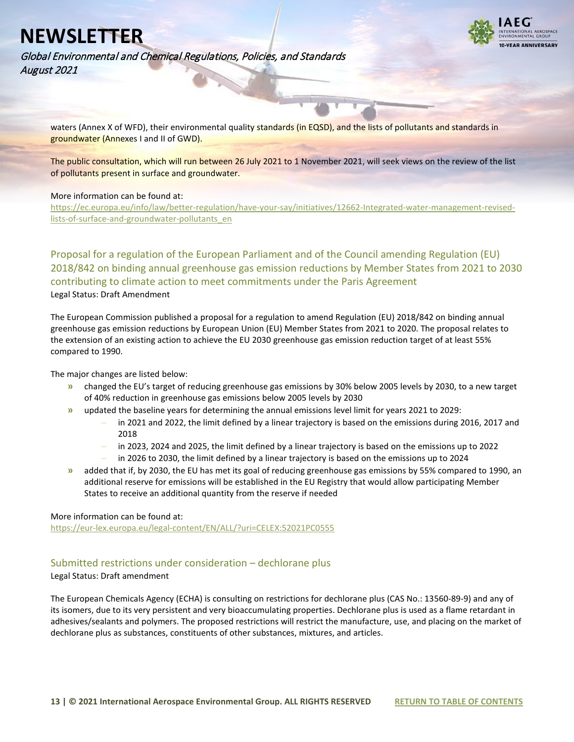waters (Annex X of WFD), their environmental quality standards (in EQSD), and the lists of pollutants and standards in groundwater (Annexes I and II of GWD).

The public consultation, which will run between 26 July 2021 to 1 November 2021, will seek views on the review of the list of pollutants present in surface and groundwater.

More information can be found at:
https://ec.europa.eu/info/law/better-regulation/have-your-say/initiatives/12662-Integrated-water-management-revised-lists-of-surface-and-groundwater-pollutants_en

## Proposal for a regulation of the European Parliament and of the Council amending Regulation (EU) 2018/842 on binding annual greenhouse gas emission reductions by Member States from 2021 to 2030 contributing to climate action to meet commitments under the Paris Agreement

Legal Status: Draft Amendment

The European Commission published a proposal for a regulation to amend Regulation (EU) 2018/842 on binding annual greenhouse gas emission reductions by European Union (EU) Member States from 2021 to 2020. The proposal relates to the extension of an existing action to achieve the EU 2030 greenhouse gas emission reduction target of at least 55% compared to 1990.

The major changes are listed below:

- changed the EU's target of reducing greenhouse gas emissions by 30% below 2005 levels by 2030, to a new target of 40% reduction in greenhouse gas emissions below 2005 levels by 2030
- updated the baseline years for determining the annual emissions level limit for years 2021 to 2029:
  - in 2021 and 2022, the limit defined by a linear trajectory is based on the emissions during 2016, 2017 and 2018
  - in 2023, 2024 and 2025, the limit defined by a linear trajectory is based on the emissions up to 2022
  - in 2026 to 2030, the limit defined by a linear trajectory is based on the emissions up to 2024
- added that if, by 2030, the EU has met its goal of reducing greenhouse gas emissions by 55% compared to 1990, an additional reserve for emissions will be established in the EU Registry that would allow participating Member States to receive an additional quantity from the reserve if needed

More information can be found at:
https://eur-lex.europa.eu/legal-content/EN/ALL/?uri=CELEX:52021PC0555

## Submitted restrictions under consideration – dechlorane plus

Legal Status: Draft amendment

The European Chemicals Agency (ECHA) is consulting on restrictions for dechlorane plus (CAS No.: 13560-89-9) and any of its isomers, due to its very persistent and very bioaccumulating properties. Dechlorane plus is used as a flame retardant in adhesives/sealants and polymers. The proposed restrictions will restrict the manufacture, use, and placing on the market of dechlorane plus as substances, constituents of other substances, mixtures, and articles.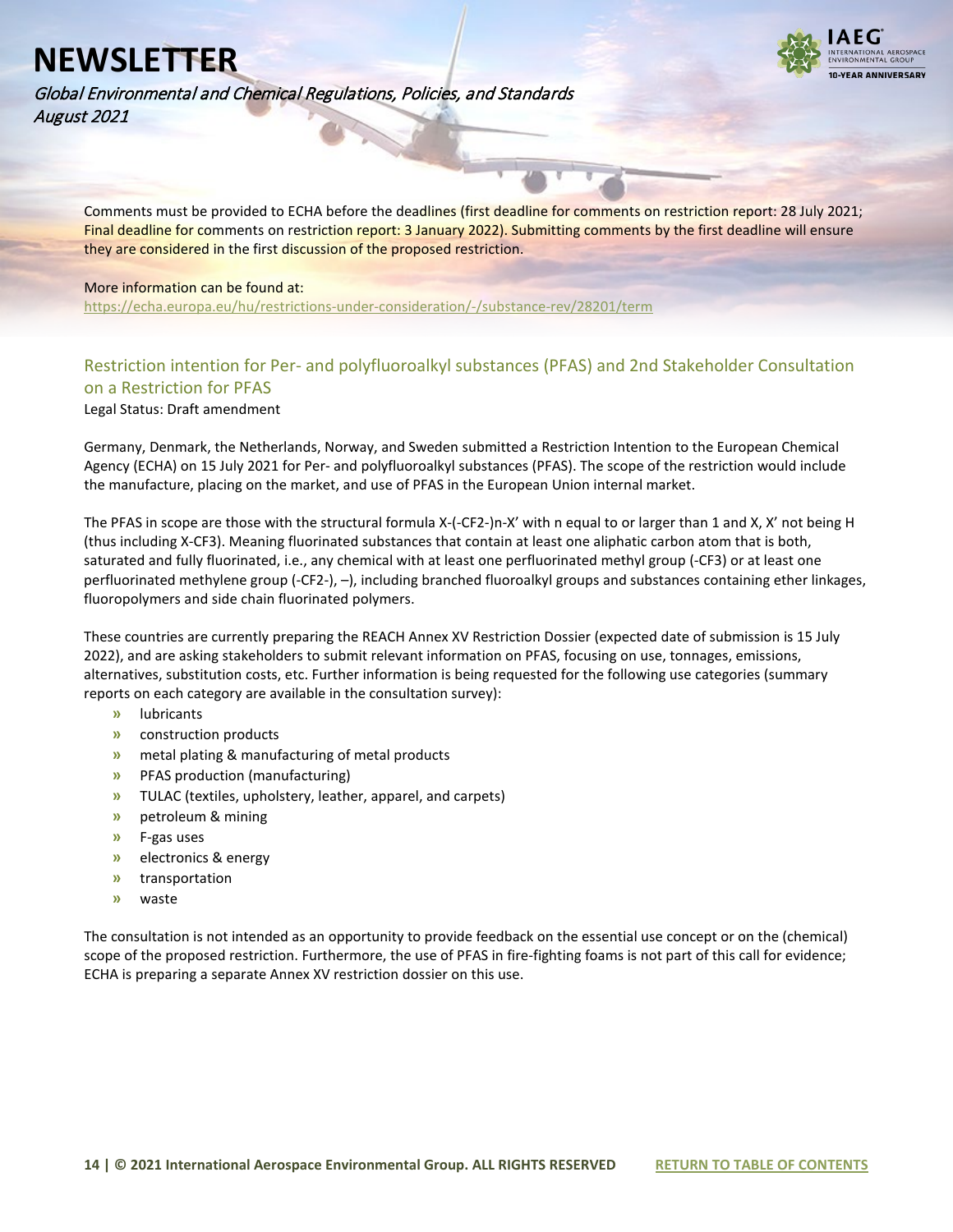Comments must be provided to ECHA before the deadlines (first deadline for comments on restriction report: 28 July 2021; Final deadline for comments on restriction report: 3 January 2022). Submitting comments by the first deadline will ensure they are considered in the first discussion of the proposed restriction.

More information can be found at:
https://echa.europa.eu/hu/restrictions-under-consideration/-/substance-rev/28201/term

## Restriction intention for Per- and polyfluoroalkyl substances (PFAS) and 2nd Stakeholder Consultation on a Restriction for PFAS

Legal Status: Draft amendment

Germany, Denmark, the Netherlands, Norway, and Sweden submitted a Restriction Intention to the European Chemical Agency (ECHA) on 15 July 2021 for Per- and polyfluoroalkyl substances (PFAS). The scope of the restriction would include the manufacture, placing on the market, and use of PFAS in the European Union internal market.

The PFAS in scope are those with the structural formula $X\text{-}(\text{-}CF_2\text{-})_n\text{-}X'$ with n equal to or larger than 1 and X, X' not being H (thus including $X\text{-}CF_3$). Meaning fluorinated substances that contain at least one aliphatic carbon atom that is both, saturated and fully fluorinated, i.e., any chemical with at least one perfluorinated methyl group ($\text{-}CF_3$) or at least one perfluorinated methylene group ($\text{-}CF_2\text{-}$), –), including branched fluoroalkyl groups and substances containing ether linkages, fluoropolymers and side chain fluorinated polymers.

These countries are currently preparing the REACH Annex XV Restriction Dossier (expected date of submission is 15 July 2022), and are asking stakeholders to submit relevant information on PFAS, focusing on use, tonnages, emissions, alternatives, substitution costs, etc. Further information is being requested for the following use categories (summary reports on each category are available in the consultation survey):

- lubricants
- construction products
- metal plating & manufacturing of metal products
- PFAS production (manufacturing)
- TULAC (textiles, upholstery, leather, apparel, and carpets)
- petroleum & mining
- F-gas uses
- electronics & energy
- transportation
- waste

The consultation is not intended as an opportunity to provide feedback on the essential use concept or on the (chemical) scope of the proposed restriction. Furthermore, the use of PFAS in fire-fighting foams is not part of this call for evidence; ECHA is preparing a separate Annex XV restriction dossier on this use.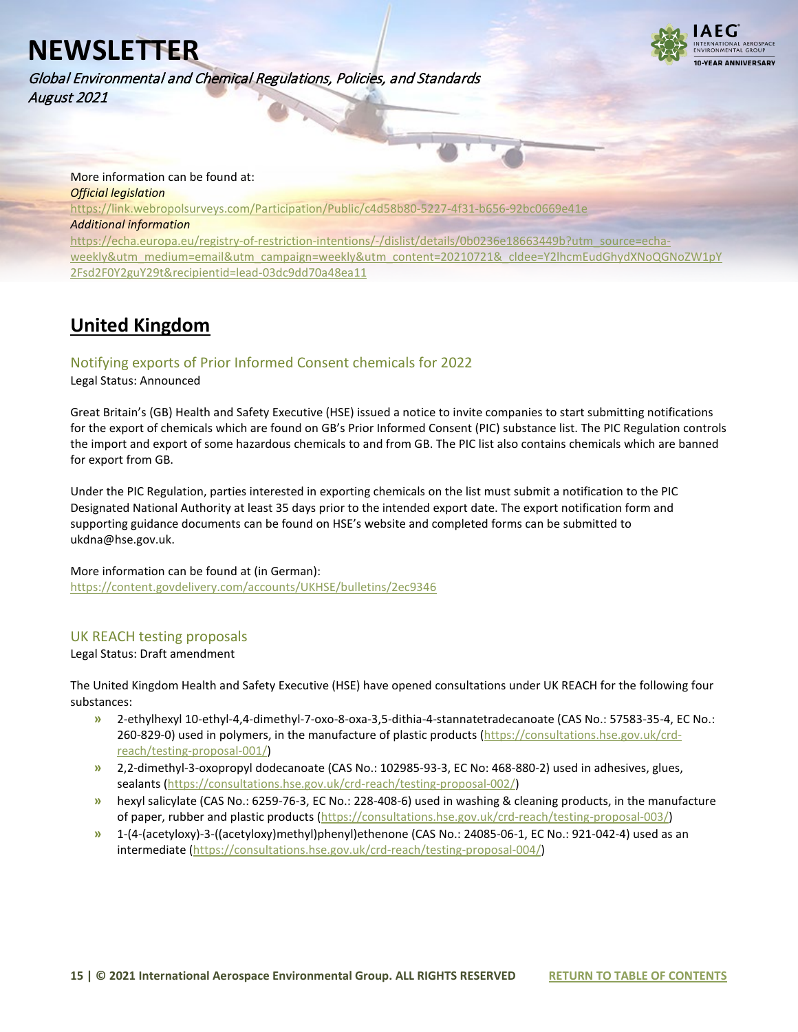More information can be found at:

*Official legislation*

https://link.webropolsurveys.com/Participation/Public/c4d58b80-5227-4f31-b656-92bc0669e41e

*Additional information*

https://echa.europa.eu/registry-of-restriction-intentions/-/dislist/details/0b0236e18663449b?utm_source=echa-weekly&utm_medium=email&utm_campaign=weekly&utm_content=20210721&_cldee=Y2lhcmEudGhydXNoQGNoZW1pY2Fsd2F0Y2guY29t&recipientid=lead-03dc9dd70a48ea11

## United Kingdom

### Notifying exports of Prior Informed Consent chemicals for 2022

Legal Status: Announced

Great Britain's (GB) Health and Safety Executive (HSE) issued a notice to invite companies to start submitting notifications for the export of chemicals which are found on GB's Prior Informed Consent (PIC) substance list. The PIC Regulation controls the import and export of some hazardous chemicals to and from GB. The PIC list also contains chemicals which are banned for export from GB.

Under the PIC Regulation, parties interested in exporting chemicals on the list must submit a notification to the PIC Designated National Authority at least 35 days prior to the intended export date. The export notification form and supporting guidance documents can be found on HSE's website and completed forms can be submitted to ukdna@hse.gov.uk.

More information can be found at (in German):
https://content.govdelivery.com/accounts/UKHSE/bulletins/2ec9346

### UK REACH testing proposals

Legal Status: Draft amendment

The United Kingdom Health and Safety Executive (HSE) have opened consultations under UK REACH for the following four substances:

- 2-ethylhexyl 10-ethyl-4,4-dimethyl-7-oxo-8-oxa-3,5-dithia-4-stannatetradecanoate (CAS No.: 57583-35-4, EC No.: 260-829-0) used in polymers, in the manufacture of plastic products (https://consultations.hse.gov.uk/crd-reach/testing-proposal-001/)
- 2,2-dimethyl-3-oxopropyl dodecanoate (CAS No.: 102985-93-3, EC No: 468-880-2) used in adhesives, glues, sealants (https://consultations.hse.gov.uk/crd-reach/testing-proposal-002/)
- hexyl salicylate (CAS No.: 6259-76-3, EC No.: 228-408-6) used in washing & cleaning products, in the manufacture of paper, rubber and plastic products (https://consultations.hse.gov.uk/crd-reach/testing-proposal-003/)
- 1-(4-(acetyloxy)-3-((acetyloxy)methyl)phenyl)ethenone (CAS No.: 24085-06-1, EC No.: 921-042-4) used as an intermediate (https://consultations.hse.gov.uk/crd-reach/testing-proposal-004/)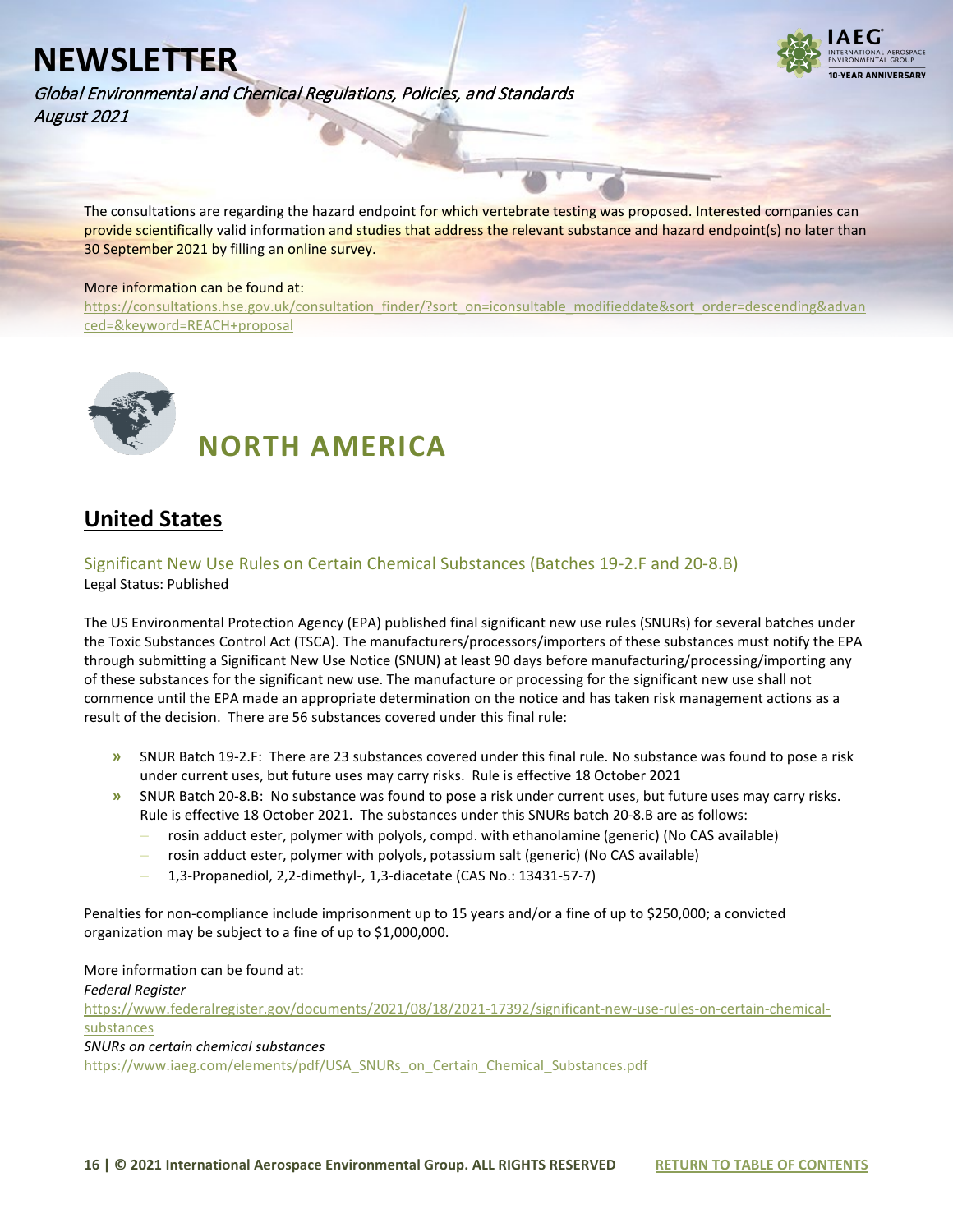The consultations are regarding the hazard endpoint for which vertebrate testing was proposed. Interested companies can provide scientifically valid information and studies that address the relevant substance and hazard endpoint(s) no later than 30 September 2021 by filling an online survey.

More information can be found at:
https://consultations.hse.gov.uk/consultation_finder/?sort_on=iconsultable_modifieddate&sort_order=descending&advanced=&keyword=REACH+proposal

# NORTH AMERICA

## United States

### Significant New Use Rules on Certain Chemical Substances (Batches 19-2.F and 20-8.B)

Legal Status: Published

The US Environmental Protection Agency (EPA) published final significant new use rules (SNURs) for several batches under the Toxic Substances Control Act (TSCA). The manufacturers/processors/importers of these substances must notify the EPA through submitting a Significant New Use Notice (SNUN) at least 90 days before manufacturing/processing/importing any of these substances for the significant new use. The manufacture or processing for the significant new use shall not commence until the EPA made an appropriate determination on the notice and has taken risk management actions as a result of the decision. There are 56 substances covered under this final rule:

- SNUR Batch 19-2.F: There are 23 substances covered under this final rule. No substance was found to pose a risk under current uses, but future uses may carry risks. Rule is effective 18 October 2021
- SNUR Batch 20-8.B: No substance was found to pose a risk under current uses, but future uses may carry risks. Rule is effective 18 October 2021. The substances under this SNURs batch 20-8.B are as follows:
  - rosin adduct ester, polymer with polyols, compd. with ethanolamine (generic) (No CAS available)
  - rosin adduct ester, polymer with polyols, potassium salt (generic) (No CAS available)
  - 1,3-Propanediol, 2,2-dimethyl-, 1,3-diacetate (CAS No.: 13431-57-7)

Penalties for non-compliance include imprisonment up to 15 years and/or a fine of up to $250,000; a convicted organization may be subject to a fine of up to $1,000,000.

More information can be found at:
*Federal Register*
https://www.federalregister.gov/documents/2021/08/18/2021-17392/significant-new-use-rules-on-certain-chemical-substances
*SNURs on certain chemical substances*
https://www.iaeg.com/elements/pdf/USA_SNURs_on_Certain_Chemical_Substances.pdf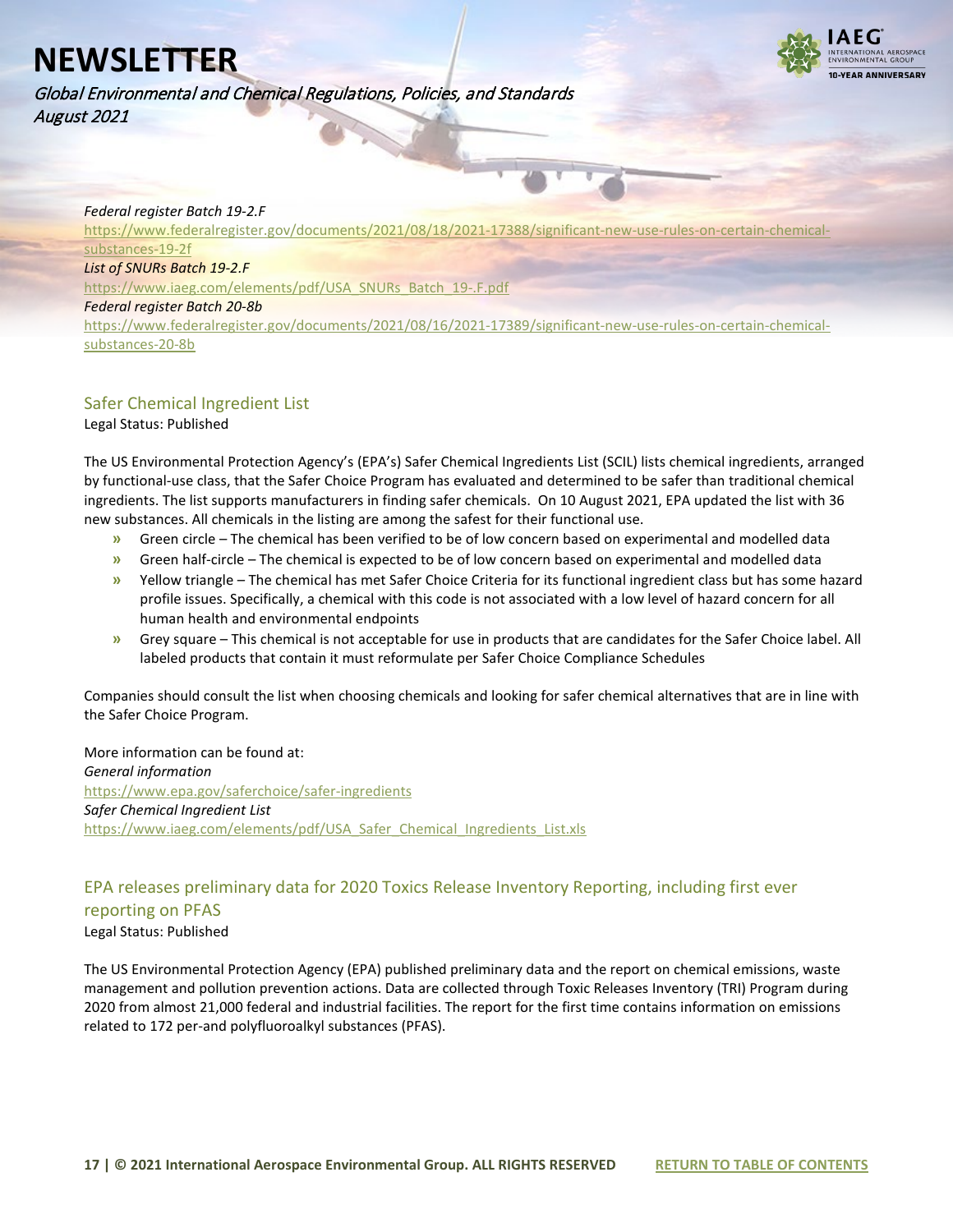*Federal register Batch 19-2.F*
https://www.federalregister.gov/documents/2021/08/18/2021-17388/significant-new-use-rules-on-certain-chemical-substances-19-2f
*List of SNURs Batch 19-2.F*
https://www.iaeg.com/elements/pdf/USA_SNURs_Batch_19-.F.pdf
*Federal register Batch 20-8b*
https://www.federalregister.gov/documents/2021/08/16/2021-17389/significant-new-use-rules-on-certain-chemical-substances-20-8b

## Safer Chemical Ingredient List

Legal Status: Published

The US Environmental Protection Agency's (EPA's) Safer Chemical Ingredients List (SCIL) lists chemical ingredients, arranged by functional-use class, that the Safer Choice Program has evaluated and determined to be safer than traditional chemical ingredients. The list supports manufacturers in finding safer chemicals. On 10 August 2021, EPA updated the list with 36 new substances. All chemicals in the listing are among the safest for their functional use.

- Green circle – The chemical has been verified to be of low concern based on experimental and modelled data
- Green half-circle – The chemical is expected to be of low concern based on experimental and modelled data
- Yellow triangle – The chemical has met Safer Choice Criteria for its functional ingredient class but has some hazard profile issues. Specifically, a chemical with this code is not associated with a low level of hazard concern for all human health and environmental endpoints
- Grey square – This chemical is not acceptable for use in products that are candidates for the Safer Choice label. All labeled products that contain it must reformulate per Safer Choice Compliance Schedules

Companies should consult the list when choosing chemicals and looking for safer chemical alternatives that are in line with the Safer Choice Program.

More information can be found at:
*General information*
https://www.epa.gov/saferchoice/safer-ingredients
*Safer Chemical Ingredient List*
https://www.iaeg.com/elements/pdf/USA_Safer_Chemical_Ingredients_List.xls

## EPA releases preliminary data for 2020 Toxics Release Inventory Reporting, including first ever reporting on PFAS

Legal Status: Published

The US Environmental Protection Agency (EPA) published preliminary data and the report on chemical emissions, waste management and pollution prevention actions. Data are collected through Toxic Releases Inventory (TRI) Program during 2020 from almost 21,000 federal and industrial facilities. The report for the first time contains information on emissions related to 172 per-and polyfluoroalkyl substances (PFAS).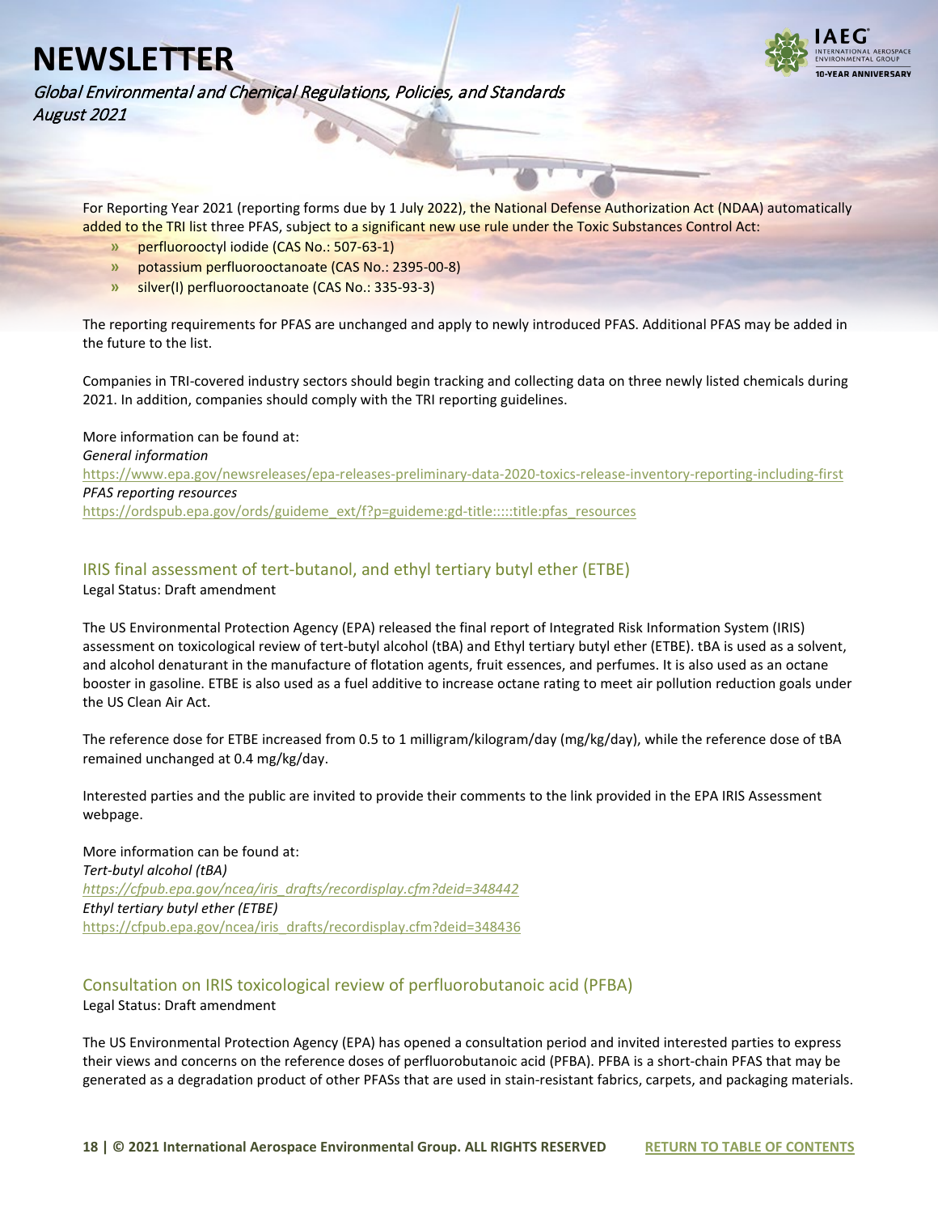For Reporting Year 2021 (reporting forms due by 1 July 2022), the National Defense Authorization Act (NDAA) automatically added to the TRI list three PFAS, subject to a significant new use rule under the Toxic Substances Control Act:

- perfluorooctyl iodide (CAS No.: 507-63-1)
- potassium perfluorooctanoate (CAS No.: 2395-00-8)
- silver(I) perfluorooctanoate (CAS No.: 335-93-3)

The reporting requirements for PFAS are unchanged and apply to newly introduced PFAS. Additional PFAS may be added in the future to the list.

Companies in TRI-covered industry sectors should begin tracking and collecting data on three newly listed chemicals during 2021. In addition, companies should comply with the TRI reporting guidelines.

More information can be found at:
*General information*
https://www.epa.gov/newsreleases/epa-releases-preliminary-data-2020-toxics-release-inventory-reporting-including-first
*PFAS reporting resources*
https://ordspub.epa.gov/ords/guideme_ext/f?p=guideme:gd-title:::::title:pfas_resources

## IRIS final assessment of tert-butanol, and ethyl tertiary butyl ether (ETBE)

Legal Status: Draft amendment

The US Environmental Protection Agency (EPA) released the final report of Integrated Risk Information System (IRIS) assessment on toxicological review of tert-butyl alcohol (tBA) and Ethyl tertiary butyl ether (ETBE). tBA is used as a solvent, and alcohol denaturant in the manufacture of flotation agents, fruit essences, and perfumes. It is also used as an octane booster in gasoline. ETBE is also used as a fuel additive to increase octane rating to meet air pollution reduction goals under the US Clean Air Act.

The reference dose for ETBE increased from 0.5 to 1 milligram/kilogram/day (mg/kg/day), while the reference dose of tBA remained unchanged at 0.4 mg/kg/day.

Interested parties and the public are invited to provide their comments to the link provided in the EPA IRIS Assessment webpage.

More information can be found at:
*Tert-butyl alcohol (tBA)*
*https://cfpub.epa.gov/ncea/iris_drafts/recordisplay.cfm?deid=348442*
*Ethyl tertiary butyl ether (ETBE)*
https://cfpub.epa.gov/ncea/iris_drafts/recordisplay.cfm?deid=348436

## Consultation on IRIS toxicological review of perfluorobutanoic acid (PFBA)

Legal Status: Draft amendment

The US Environmental Protection Agency (EPA) has opened a consultation period and invited interested parties to express their views and concerns on the reference doses of perfluorobutanoic acid (PFBA). PFBA is a short-chain PFAS that may be generated as a degradation product of other PFASs that are used in stain-resistant fabrics, carpets, and packaging materials.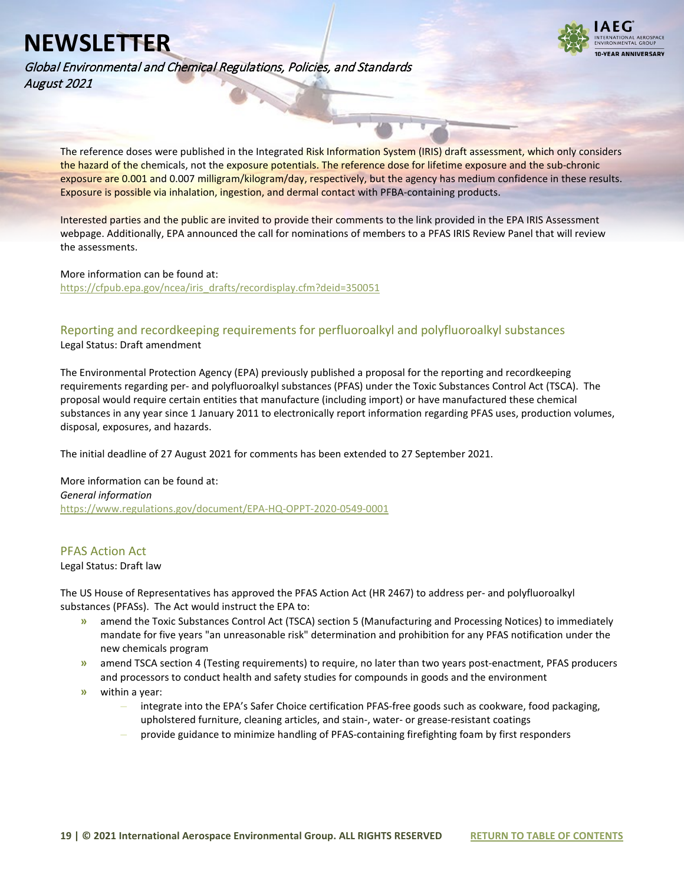The reference doses were published in the Integrated Risk Information System (IRIS) draft assessment, which only considers the hazard of the chemicals, not the exposure potentials. The reference dose for lifetime exposure and the sub-chronic exposure are 0.001 and 0.007 milligram/kilogram/day, respectively, but the agency has medium confidence in these results. Exposure is possible via inhalation, ingestion, and dermal contact with PFBA-containing products.

Interested parties and the public are invited to provide their comments to the link provided in the EPA IRIS Assessment webpage. Additionally, EPA announced the call for nominations of members to a PFAS IRIS Review Panel that will review the assessments.

More information can be found at:
https://cfpub.epa.gov/ncea/iris_drafts/recordisplay.cfm?deid=350051

## Reporting and recordkeeping requirements for perfluoroalkyl and polyfluoroalkyl substances

Legal Status: Draft amendment

The Environmental Protection Agency (EPA) previously published a proposal for the reporting and recordkeeping requirements regarding per- and polyfluoroalkyl substances (PFAS) under the Toxic Substances Control Act (TSCA). The proposal would require certain entities that manufacture (including import) or have manufactured these chemical substances in any year since 1 January 2011 to electronically report information regarding PFAS uses, production volumes, disposal, exposures, and hazards.

The initial deadline of 27 August 2021 for comments has been extended to 27 September 2021.

More information can be found at:
*General information*
https://www.regulations.gov/document/EPA-HQ-OPPT-2020-0549-0001

## PFAS Action Act

Legal Status: Draft law

The US House of Representatives has approved the PFAS Action Act (HR 2467) to address per- and polyfluoroalkyl substances (PFASs). The Act would instruct the EPA to:

- amend the Toxic Substances Control Act (TSCA) section 5 (Manufacturing and Processing Notices) to immediately mandate for five years "an unreasonable risk" determination and prohibition for any PFAS notification under the new chemicals program
- amend TSCA section 4 (Testing requirements) to require, no later than two years post-enactment, PFAS producers and processors to conduct health and safety studies for compounds in goods and the environment
- within a year:
  - integrate into the EPA's Safer Choice certification PFAS-free goods such as cookware, food packaging, upholstered furniture, cleaning articles, and stain-, water- or grease-resistant coatings
  - provide guidance to minimize handling of PFAS-containing firefighting foam by first responders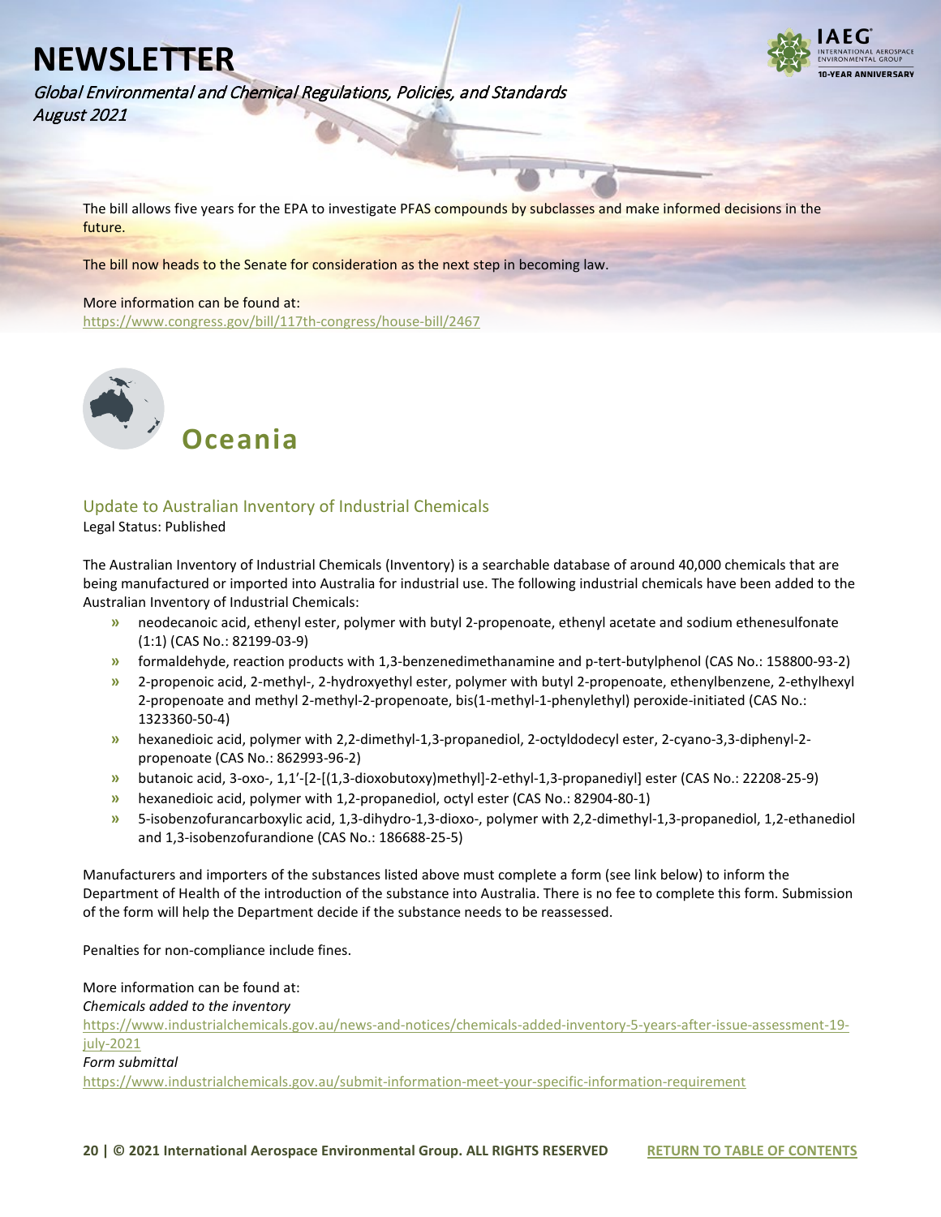The bill allows five years for the EPA to investigate PFAS compounds by subclasses and make informed decisions in the future.

The bill now heads to the Senate for consideration as the next step in becoming law.

More information can be found at:
https://www.congress.gov/bill/117th-congress/house-bill/2467

# Oceania

## Update to Australian Inventory of Industrial Chemicals

Legal Status: Published

The Australian Inventory of Industrial Chemicals (Inventory) is a searchable database of around 40,000 chemicals that are being manufactured or imported into Australia for industrial use. The following industrial chemicals have been added to the Australian Inventory of Industrial Chemicals:

- neodecanoic acid, ethenyl ester, polymer with butyl 2-propenoate, ethenyl acetate and sodium ethenesulfonate (1:1) (CAS No.: 82199-03-9)
- formaldehyde, reaction products with 1,3-benzenedimethanamine and p-tert-butylphenol (CAS No.: 158800-93-2)
- 2-propenoic acid, 2-methyl-, 2-hydroxyethyl ester, polymer with butyl 2-propenoate, ethenylbenzene, 2-ethylhexyl 2-propenoate and methyl 2-methyl-2-propenoate, bis(1-methyl-1-phenylethyl) peroxide-initiated (CAS No.: 1323360-50-4)
- hexanedioic acid, polymer with 2,2-dimethyl-1,3-propanediol, 2-octyldodecyl ester, 2-cyano-3,3-diphenyl-2-propenoate (CAS No.: 862993-96-2)
- butanoic acid, 3-oxo-, 1,1'-[2-[(1,3-dioxobutoxy)methyl]-2-ethyl-1,3-propanediyl] ester (CAS No.: 22208-25-9)
- hexanedioic acid, polymer with 1,2-propanediol, octyl ester (CAS No.: 82904-80-1)
- 5-isobenzofurancarboxylic acid, 1,3-dihydro-1,3-dioxo-, polymer with 2,2-dimethyl-1,3-propanediol, 1,2-ethanediol and 1,3-isobenzofurandione (CAS No.: 186688-25-5)

Manufacturers and importers of the substances listed above must complete a form (see link below) to inform the Department of Health of the introduction of the substance into Australia. There is no fee to complete this form. Submission of the form will help the Department decide if the substance needs to be reassessed.

Penalties for non-compliance include fines.

More information can be found at:

*Chemicals added to the inventory*

https://www.industrialchemicals.gov.au/news-and-notices/chemicals-added-inventory-5-years-after-issue-assessment-19-july-2021

*Form submittal*

https://www.industrialchemicals.gov.au/submit-information-meet-your-specific-information-requirement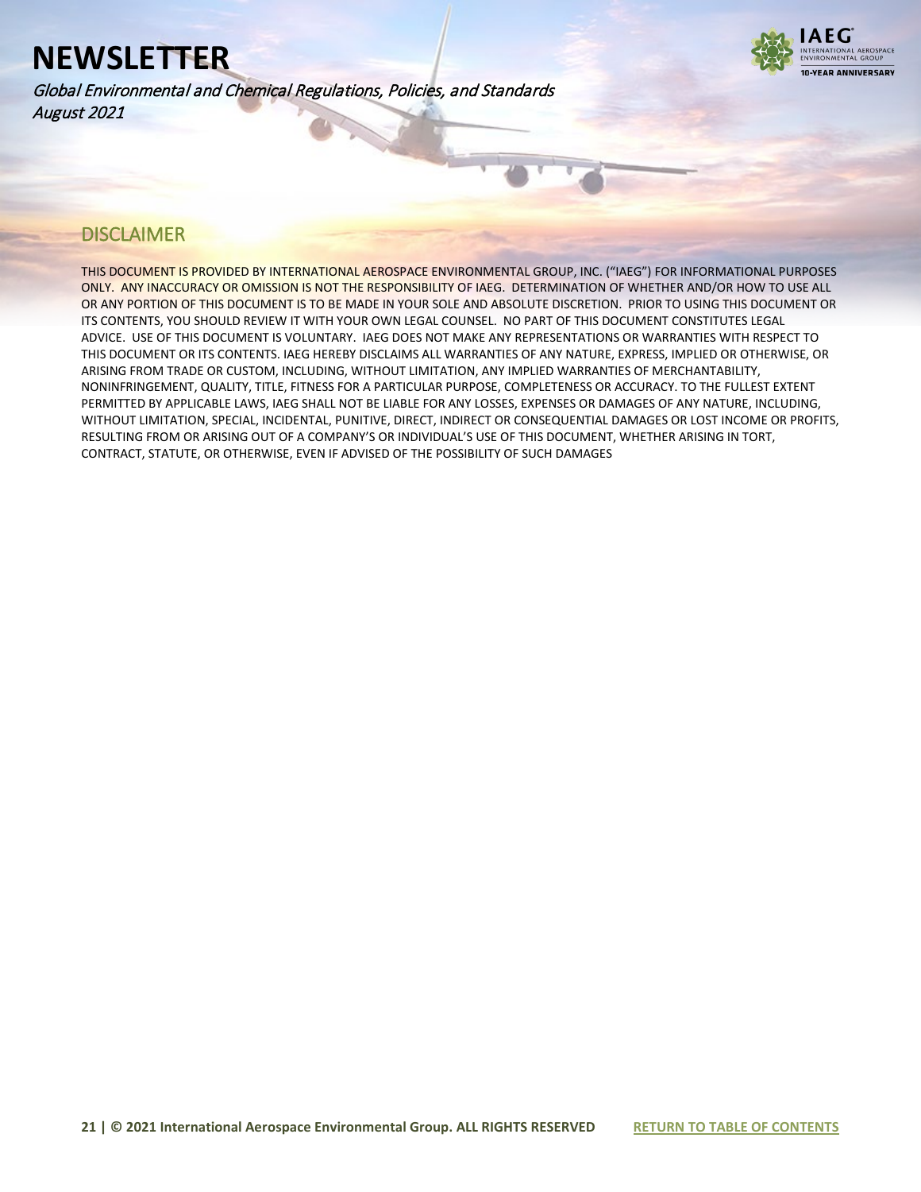## DISCLAIMER

THIS DOCUMENT IS PROVIDED BY INTERNATIONAL AEROSPACE ENVIRONMENTAL GROUP, INC. ("IAEG") FOR INFORMATIONAL PURPOSES ONLY. ANY INACCURACY OR OMISSION IS NOT THE RESPONSIBILITY OF IAEG. DETERMINATION OF WHETHER AND/OR HOW TO USE ALL OR ANY PORTION OF THIS DOCUMENT IS TO BE MADE IN YOUR SOLE AND ABSOLUTE DISCRETION. PRIOR TO USING THIS DOCUMENT OR ITS CONTENTS, YOU SHOULD REVIEW IT WITH YOUR OWN LEGAL COUNSEL. NO PART OF THIS DOCUMENT CONSTITUTES LEGAL ADVICE. USE OF THIS DOCUMENT IS VOLUNTARY. IAEG DOES NOT MAKE ANY REPRESENTATIONS OR WARRANTIES WITH RESPECT TO THIS DOCUMENT OR ITS CONTENTS. IAEG HEREBY DISCLAIMS ALL WARRANTIES OF ANY NATURE, EXPRESS, IMPLIED OR OTHERWISE, OR ARISING FROM TRADE OR CUSTOM, INCLUDING, WITHOUT LIMITATION, ANY IMPLIED WARRANTIES OF MERCHANTABILITY, NONINFRINGEMENT, QUALITY, TITLE, FITNESS FOR A PARTICULAR PURPOSE, COMPLETENESS OR ACCURACY. TO THE FULLEST EXTENT PERMITTED BY APPLICABLE LAWS, IAEG SHALL NOT BE LIABLE FOR ANY LOSSES, EXPENSES OR DAMAGES OF ANY NATURE, INCLUDING, WITHOUT LIMITATION, SPECIAL, INCIDENTAL, PUNITIVE, DIRECT, INDIRECT OR CONSEQUENTIAL DAMAGES OR LOST INCOME OR PROFITS, RESULTING FROM OR ARISING OUT OF A COMPANY'S OR INDIVIDUAL'S USE OF THIS DOCUMENT, WHETHER ARISING IN TORT, CONTRACT, STATUTE, OR OTHERWISE, EVEN IF ADVISED OF THE POSSIBILITY OF SUCH DAMAGES